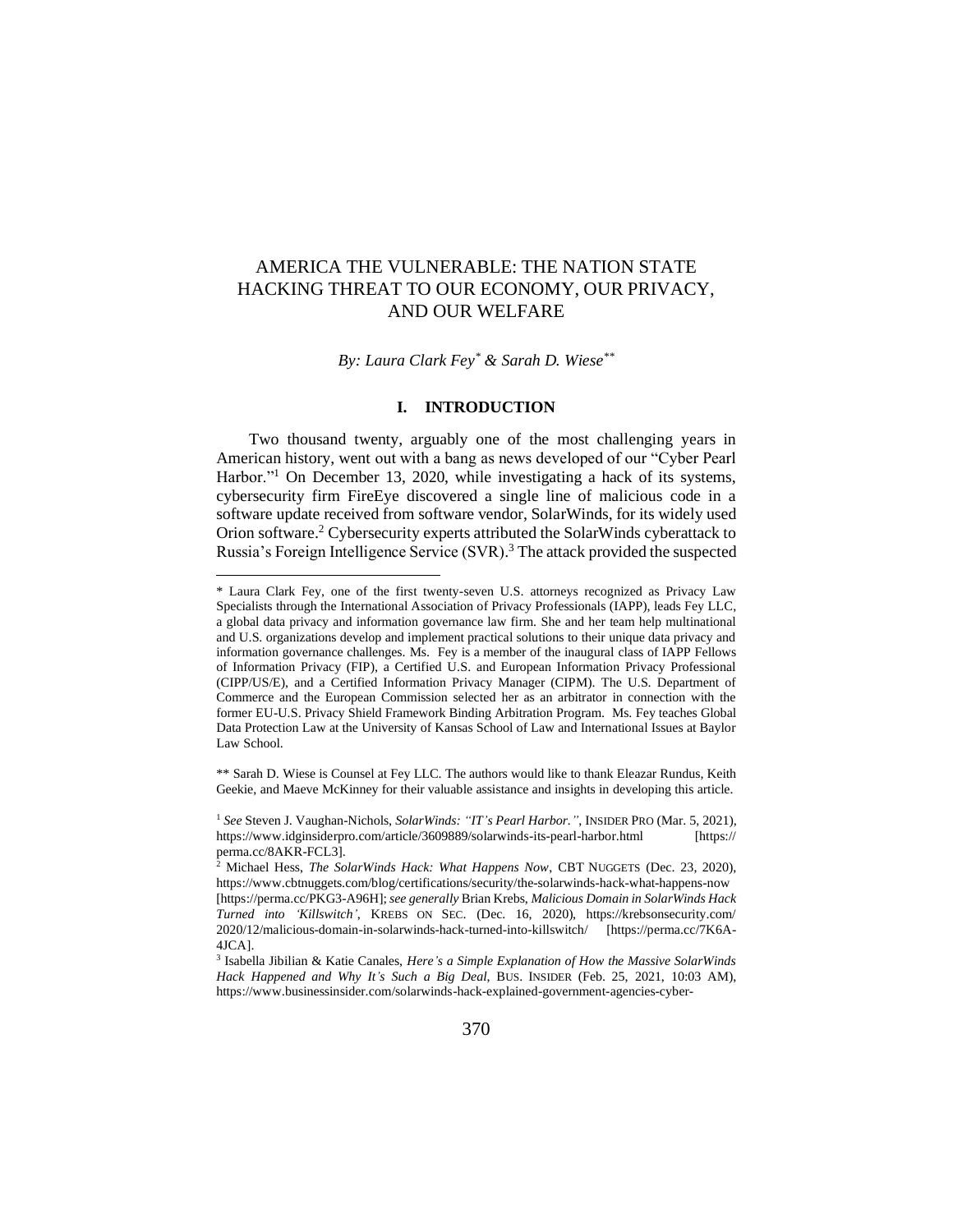# AMERICA THE VULNERABLE: THE NATION STATE HACKING THREAT TO OUR ECONOMY, OUR PRIVACY, AND OUR WELFARE

*By: Laura Clark Fey*[*] *& Sarah D. Wiese*[**]

## I. INTRODUCTION

Two thousand twenty, arguably one of the most challenging years in American history, went out with a bang as news developed of our "Cyber Pearl Harbor."[1] On December 13, 2020, while investigating a hack of its systems, cybersecurity firm FireEye discovered a single line of malicious code in a software update received from software vendor, SolarWinds, for its widely used Orion software.[2] Cybersecurity experts attributed the SolarWinds cyberattack to Russia's Foreign Intelligence Service (SVR).[3] The attack provided the suspected

---

\* Laura Clark Fey, one of the first twenty-seven U.S. attorneys recognized as Privacy Law Specialists through the International Association of Privacy Professionals (IAPP), leads Fey LLC, a global data privacy and information governance law firm. She and her team help multinational and U.S. organizations develop and implement practical solutions to their unique data privacy and information governance challenges. Ms. Fey is a member of the inaugural class of IAPP Fellows of Information Privacy (FIP), a Certified U.S. and European Information Privacy Professional (CIPP/US/E), and a Certified Information Privacy Manager (CIPM). The U.S. Department of Commerce and the European Commission selected her as an arbitrator in connection with the former EU-U.S. Privacy Shield Framework Binding Arbitration Program. Ms. Fey teaches Global Data Protection Law at the University of Kansas School of Law and International Issues at Baylor Law School.

\*\* Sarah D. Wiese is Counsel at Fey LLC. The authors would like to thank Eleazar Rundus, Keith Geekie, and Maeve McKinney for their valuable assistance and insights in developing this article.

[1] *See* Steven J. Vaughan-Nichols, *SolarWinds: "IT's Pearl Harbor."*, INSIDER PRO (Mar. 5, 2021), https://www.idginsiderpro.com/article/3609889/solarwinds-its-pearl-harbor.html [https://perma.cc/8AKR-FCL3].

[2] Michael Hess, *The SolarWinds Hack: What Happens Now*, CBT NUGGETS (Dec. 23, 2020), https://www.cbtnuggets.com/blog/certifications/security/the-solarwinds-hack-what-happens-now [https://perma.cc/PKG3-A96H]; *see generally* Brian Krebs, *Malicious Domain in SolarWinds Hack Turned into 'Killswitch'*, KREBS ON SEC. (Dec. 16, 2020), https://krebsonsecurity.com/2020/12/malicious-domain-in-solarwinds-hack-turned-into-killswitch/ [https://perma.cc/7K6A-4JCA].

[3] Isabella Jibilian & Katie Canales, *Here's a Simple Explanation of How the Massive SolarWinds Hack Happened and Why It's Such a Big Deal*, BUS. INSIDER (Feb. 25, 2021, 10:03 AM), https://www.businessinsider.com/solarwinds-hack-explained-government-agencies-cyber-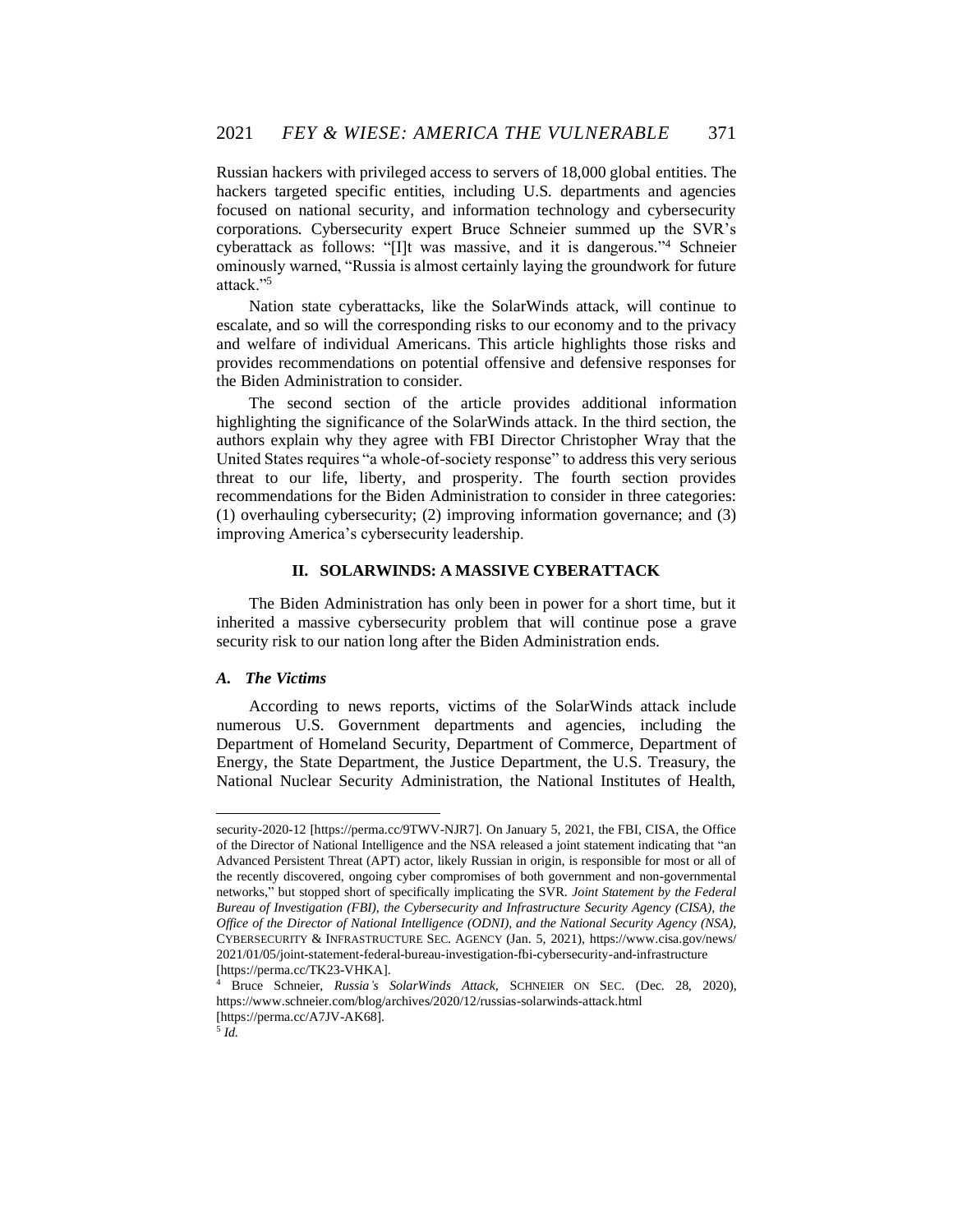Russian hackers with privileged access to servers of 18,000 global entities. The hackers targeted specific entities, including U.S. departments and agencies focused on national security, and information technology and cybersecurity corporations. Cybersecurity expert Bruce Schneier summed up the SVR's cyberattack as follows: "[I]t was massive, and it is dangerous."[4] Schneier ominously warned, "Russia is almost certainly laying the groundwork for future attack."[5]

Nation state cyberattacks, like the SolarWinds attack, will continue to escalate, and so will the corresponding risks to our economy and to the privacy and welfare of individual Americans. This article highlights those risks and provides recommendations on potential offensive and defensive responses for the Biden Administration to consider.

The second section of the article provides additional information highlighting the significance of the SolarWinds attack. In the third section, the authors explain why they agree with FBI Director Christopher Wray that the United States requires "a whole-of-society response" to address this very serious threat to our life, liberty, and prosperity. The fourth section provides recommendations for the Biden Administration to consider in three categories: (1) overhauling cybersecurity; (2) improving information governance; and (3) improving America's cybersecurity leadership.

## II. SOLARWINDS: A MASSIVE CYBERATTACK

The Biden Administration has only been in power for a short time, but it inherited a massive cybersecurity problem that will continue pose a grave security risk to our nation long after the Biden Administration ends.

### *A. The Victims*

According to news reports, victims of the SolarWinds attack include numerous U.S. Government departments and agencies, including the Department of Homeland Security, Department of Commerce, Department of Energy, the State Department, the Justice Department, the U.S. Treasury, the National Nuclear Security Administration, the National Institutes of Health,

---

security-2020-12 [https://perma.cc/9TWV-NJR7]. On January 5, 2021, the FBI, CISA, the Office of the Director of National Intelligence and the NSA released a joint statement indicating that "an Advanced Persistent Threat (APT) actor, likely Russian in origin, is responsible for most or all of the recently discovered, ongoing cyber compromises of both government and non-governmental networks," but stopped short of specifically implicating the SVR. *Joint Statement by the Federal Bureau of Investigation (FBI), the Cybersecurity and Infrastructure Security Agency (CISA), the Office of the Director of National Intelligence (ODNI), and the National Security Agency (NSA)*, CYBERSECURITY & INFRASTRUCTURE SEC. AGENCY (Jan. 5, 2021), https://www.cisa.gov/news/2021/01/05/joint-statement-federal-bureau-investigation-fbi-cybersecurity-and-infrastructure [https://perma.cc/TK23-VHKA].

[4] Bruce Schneier, *Russia's SolarWinds Attack*, SCHNEIER ON SEC. (Dec. 28, 2020), https://www.schneier.com/blog/archives/2020/12/russias-solarwinds-attack.html [https://perma.cc/A7JV-AK68].

[5] *Id.*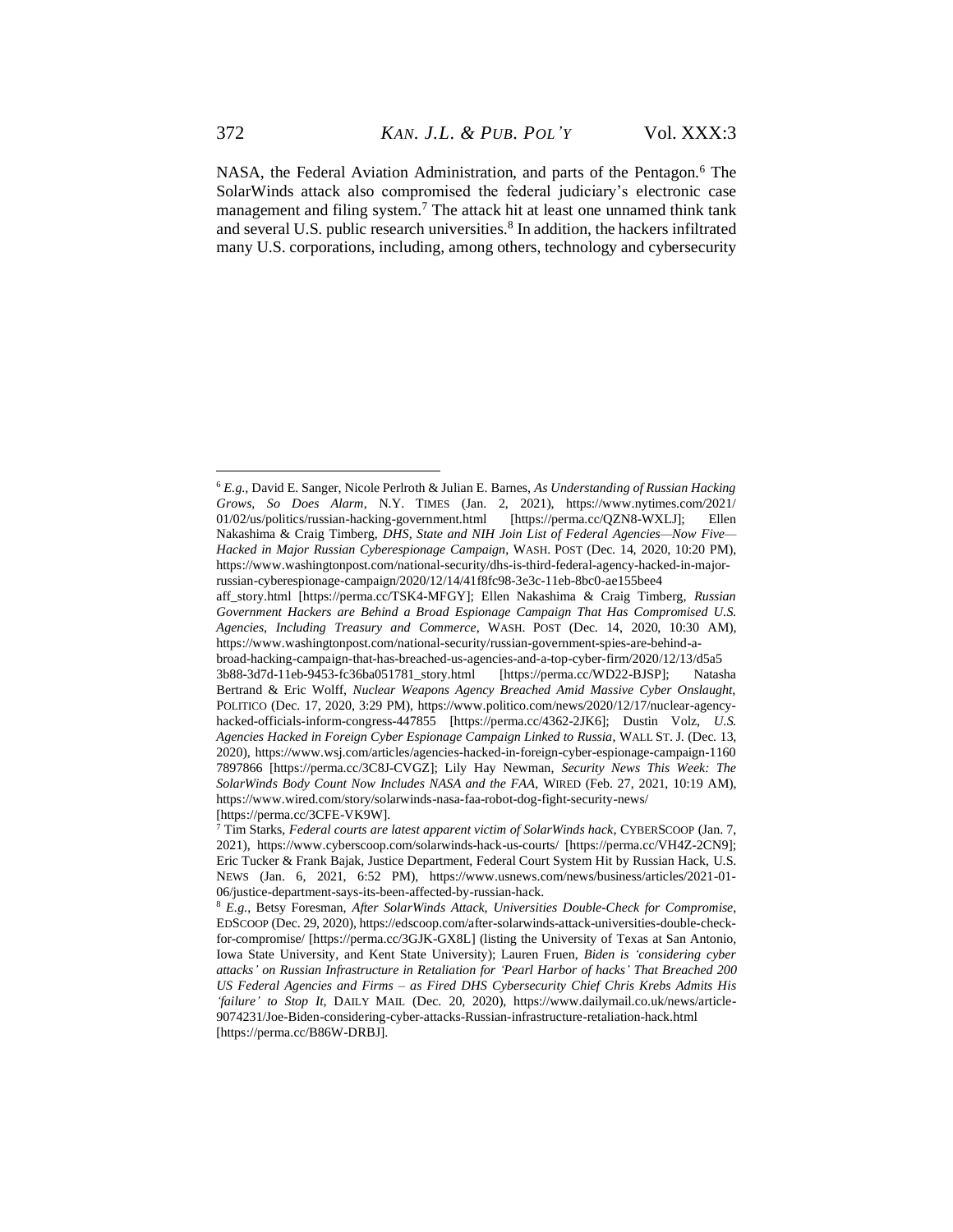NASA, the Federal Aviation Administration, and parts of the Pentagon.[6] The SolarWinds attack also compromised the federal judiciary's electronic case management and filing system.[7] The attack hit at least one unnamed think tank and several U.S. public research universities.[8] In addition, the hackers infiltrated many U.S. corporations, including, among others, technology and cybersecurity

---

[6] *E.g.*, David E. Sanger, Nicole Perlroth & Julian E. Barnes, *As Understanding of Russian Hacking Grows, So Does Alarm*, N.Y. TIMES (Jan. 2, 2021), https://www.nytimes.com/2021/01/02/us/politics/russian-hacking-government.html [https://perma.cc/QZN8-WXLJ]; Ellen Nakashima & Craig Timberg, *DHS, State and NIH Join List of Federal Agencies—Now Five—Hacked in Major Russian Cyberespionage Campaign*, WASH. POST (Dec. 14, 2020, 10:20 PM), https://www.washingtonpost.com/national-security/dhs-is-third-federal-agency-hacked-in-major-russian-cyberespionage-campaign/2020/12/14/41f8fc98-3e3c-11eb-8bc0-ae155bee4aff_story.html [https://perma.cc/TSK4-MFGY]; Ellen Nakashima & Craig Timberg, *Russian Government Hackers are Behind a Broad Espionage Campaign That Has Compromised U.S. Agencies, Including Treasury and Commerce*, WASH. POST (Dec. 14, 2020, 10:30 AM), https://www.washingtonpost.com/national-security/russian-government-spies-are-behind-a-broad-hacking-campaign-that-has-breached-us-agencies-and-a-top-cyber-firm/2020/12/13/d5a53b88-3d7d-11eb-9453-fc36ba051781_story.html [https://perma.cc/WD22-BJSP]; Natasha Bertrand & Eric Wolff, *Nuclear Weapons Agency Breached Amid Massive Cyber Onslaught*, POLITICO (Dec. 17, 2020, 3:29 PM), https://www.politico.com/news/2020/12/17/nuclear-agency-hacked-officials-inform-congress-447855 [https://perma.cc/4362-2JK6]; Dustin Volz, *U.S. Agencies Hacked in Foreign Cyber Espionage Campaign Linked to Russia*, WALL ST. J. (Dec. 13, 2020), https://www.wsj.com/articles/agencies-hacked-in-foreign-cyber-espionage-campaign-11607897866 [https://perma.cc/3C8J-CVGZ]; Lily Hay Newman, *Security News This Week: The SolarWinds Body Count Now Includes NASA and the FAA*, WIRED (Feb. 27, 2021, 10:19 AM), https://www.wired.com/story/solarwinds-nasa-faa-robot-dog-fight-security-news/ [https://perma.cc/3CFE-VK9W].

[7] Tim Starks, *Federal courts are latest apparent victim of SolarWinds hack*, CYBERSCOOP (Jan. 7, 2021), https://www.cyberscoop.com/solarwinds-hack-us-courts/ [https://perma.cc/VH4Z-2CN9]; Eric Tucker & Frank Bajak, Justice Department, Federal Court System Hit by Russian Hack, U.S. NEWS (Jan. 6, 2021, 6:52 PM), https://www.usnews.com/news/business/articles/2021-01-06/justice-department-says-its-been-affected-by-russian-hack.

[8] *E.g.*, Betsy Foresman, *After SolarWinds Attack, Universities Double-Check for Compromise*, EDSCOOP (Dec. 29, 2020), https://edscoop.com/after-solarwinds-attack-universities-double-check-for-compromise/ [https://perma.cc/3GJK-GX8L] (listing the University of Texas at San Antonio, Iowa State University, and Kent State University); Lauren Fruen, *Biden is 'considering cyber attacks' on Russian Infrastructure in Retaliation for 'Pearl Harbor of hacks' That Breached 200 US Federal Agencies and Firms – as Fired DHS Cybersecurity Chief Chris Krebs Admits His 'failure' to Stop It*, DAILY MAIL (Dec. 20, 2020), https://www.dailymail.co.uk/news/article-9074231/Joe-Biden-considering-cyber-attacks-Russian-infrastructure-retaliation-hack.html [https://perma.cc/B86W-DRBJ].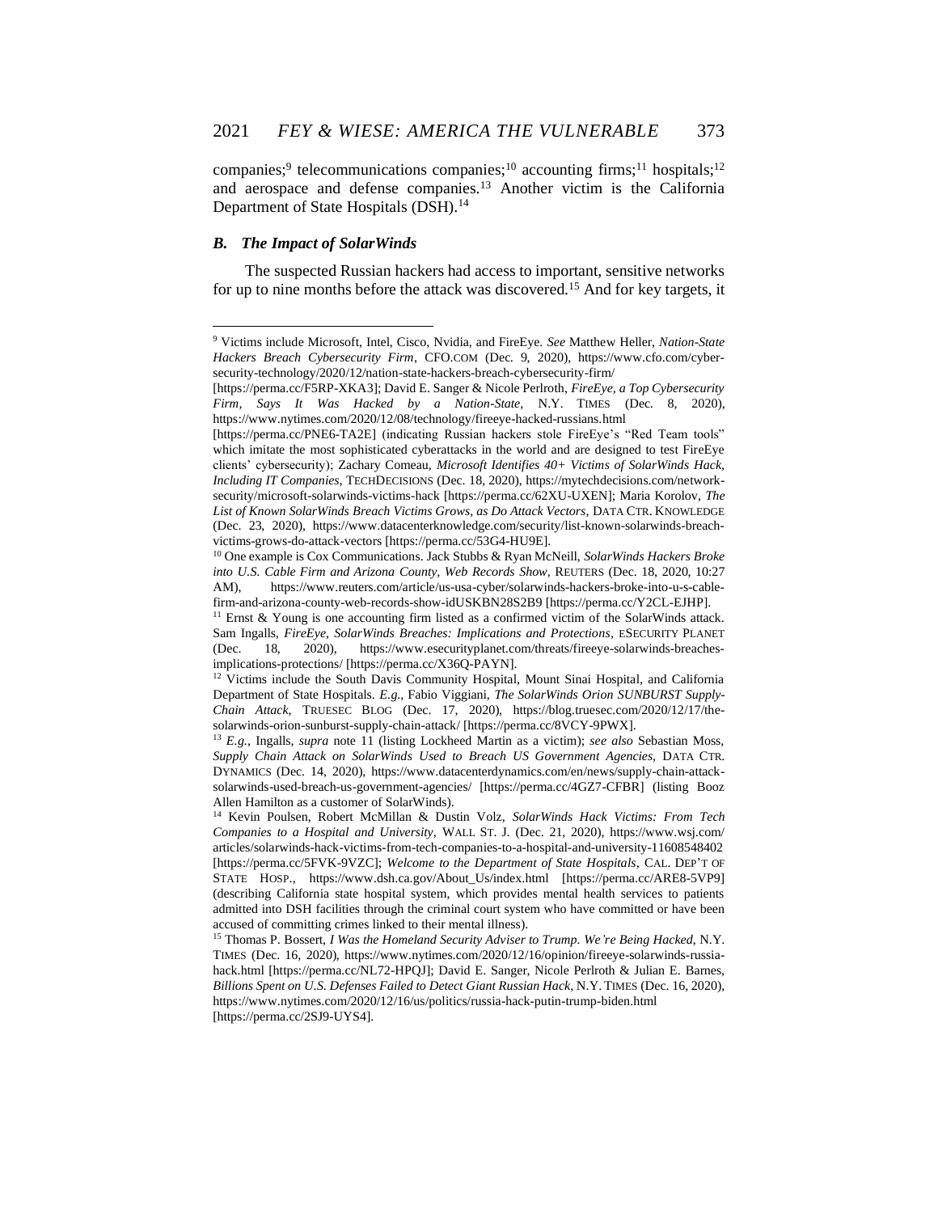companies;[9] telecommunications companies;[10] accounting firms;[11] hospitals;[12] and aerospace and defense companies.[13] Another victim is the California Department of State Hospitals (DSH).[14]

### *B. The Impact of SolarWinds*

The suspected Russian hackers had access to important, sensitive networks for up to nine months before the attack was discovered.[15] And for key targets, it

---

[9] Victims include Microsoft, Intel, Cisco, Nvidia, and FireEye. *See* Matthew Heller, *Nation-State Hackers Breach Cybersecurity Firm*, CFO.COM (Dec. 9, 2020), https://www.cfo.com/cyber-security-technology/2020/12/nation-state-hackers-breach-cybersecurity-firm/ [https://perma.cc/F5RP-XKA3]; David E. Sanger & Nicole Perlroth, *FireEye, a Top Cybersecurity Firm, Says It Was Hacked by a Nation-State*, N.Y. TIMES (Dec. 8, 2020), https://www.nytimes.com/2020/12/08/technology/fireeye-hacked-russians.html [https://perma.cc/PNE6-TA2E] (indicating Russian hackers stole FireEye's "Red Team tools" which imitate the most sophisticated cyberattacks in the world and are designed to test FireEye clients' cybersecurity); Zachary Comeau, *Microsoft Identifies 40+ Victims of SolarWinds Hack, Including IT Companies*, TECHDECISIONS (Dec. 18, 2020), https://mytechdecisions.com/network-security/microsoft-solarwinds-victims-hack [https://perma.cc/62XU-UXEN]; Maria Korolov, *The List of Known SolarWinds Breach Victims Grows, as Do Attack Vectors*, DATA CTR. KNOWLEDGE (Dec. 23, 2020), https://www.datacenterknowledge.com/security/list-known-solarwinds-breach-victims-grows-do-attack-vectors [https://perma.cc/53G4-HU9E].

[10] One example is Cox Communications. Jack Stubbs & Ryan McNeill, *SolarWinds Hackers Broke into U.S. Cable Firm and Arizona County, Web Records Show*, REUTERS (Dec. 18, 2020, 10:27 AM), https://www.reuters.com/article/us-usa-cyber/solarwinds-hackers-broke-into-u-s-cable-firm-and-arizona-county-web-records-show-idUSKBN28S2B9 [https://perma.cc/Y2CL-EJHP].

[11] Ernst & Young is one accounting firm listed as a confirmed victim of the SolarWinds attack. Sam Ingalls, *FireEye, SolarWinds Breaches: Implications and Protections*, ESECURITY PLANET (Dec. 18, 2020), https://www.esecurityplanet.com/threats/fireeye-solarwinds-breaches-implications-protections/ [https://perma.cc/X36Q-PAYN].

[12] Victims include the South Davis Community Hospital, Mount Sinai Hospital, and California Department of State Hospitals. *E.g.*, Fabio Viggiani, *The SolarWinds Orion SUNBURST Supply-Chain Attack*, TRUESEC BLOG (Dec. 17, 2020), https://blog.truesec.com/2020/12/17/the-solarwinds-orion-sunburst-supply-chain-attack/ [https://perma.cc/8VCY-9PWX].

[13] *E.g.*, Ingalls, *supra* note 11 (listing Lockheed Martin as a victim); *see also* Sebastian Moss, *Supply Chain Attack on SolarWinds Used to Breach US Government Agencies*, DATA CTR. DYNAMICS (Dec. 14, 2020), https://www.datacenterdynamics.com/en/news/supply-chain-attack-solarwinds-used-breach-us-government-agencies/ [https://perma.cc/4GZ7-CFBR] (listing Booz Allen Hamilton as a customer of SolarWinds).

[14] Kevin Poulsen, Robert McMillan & Dustin Volz, *SolarWinds Hack Victims: From Tech Companies to a Hospital and University*, WALL ST. J. (Dec. 21, 2020), https://www.wsj.com/articles/solarwinds-hack-victims-from-tech-companies-to-a-hospital-and-university-11608548402 [https://perma.cc/5FVK-9VZC]; *Welcome to the Department of State Hospitals*, CAL. DEP'T OF STATE HOSP., https://www.dsh.ca.gov/About_Us/index.html [https://perma.cc/ARE8-5VP9] (describing California state hospital system, which provides mental health services to patients admitted into DSH facilities through the criminal court system who have committed or have been accused of committing crimes linked to their mental illness).

[15] Thomas P. Bossert, *I Was the Homeland Security Adviser to Trump. We're Being Hacked*, N.Y. TIMES (Dec. 16, 2020), https://www.nytimes.com/2020/12/16/opinion/fireeye-solarwinds-russia-hack.html [https://perma.cc/NL72-HPQJ]; David E. Sanger, Nicole Perlroth & Julian E. Barnes, *Billions Spent on U.S. Defenses Failed to Detect Giant Russian Hack*, N.Y. TIMES (Dec. 16, 2020), https://www.nytimes.com/2020/12/16/us/politics/russia-hack-putin-trump-biden.html [https://perma.cc/2SJ9-UYS4].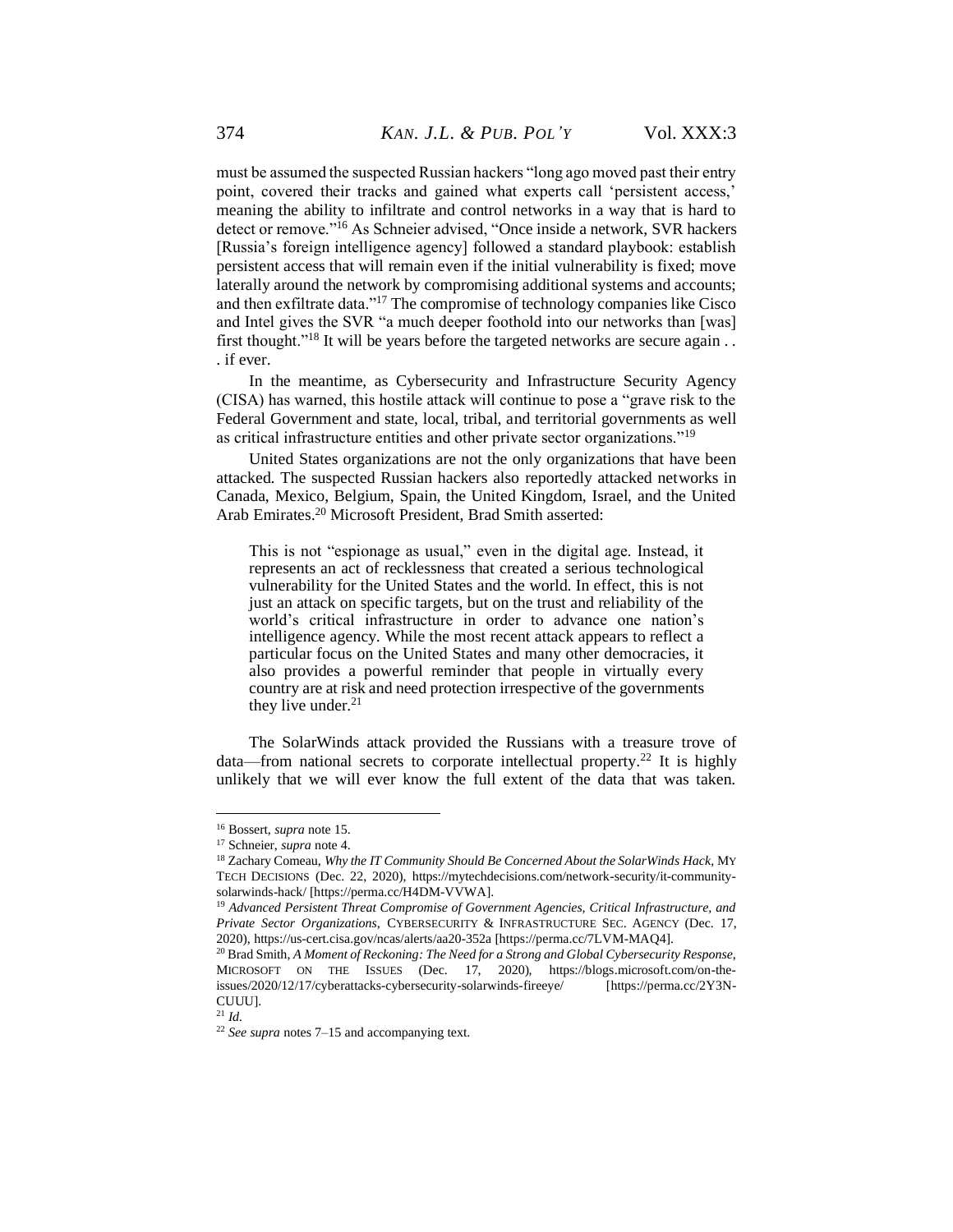must be assumed the suspected Russian hackers "long ago moved past their entry point, covered their tracks and gained what experts call 'persistent access,' meaning the ability to infiltrate and control networks in a way that is hard to detect or remove."[16] As Schneier advised, "Once inside a network, SVR hackers [Russia's foreign intelligence agency] followed a standard playbook: establish persistent access that will remain even if the initial vulnerability is fixed; move laterally around the network by compromising additional systems and accounts; and then exfiltrate data."[17] The compromise of technology companies like Cisco and Intel gives the SVR "a much deeper foothold into our networks than [was] first thought."[18] It will be years before the targeted networks are secure again . . . if ever.

In the meantime, as Cybersecurity and Infrastructure Security Agency (CISA) has warned, this hostile attack will continue to pose a "grave risk to the Federal Government and state, local, tribal, and territorial governments as well as critical infrastructure entities and other private sector organizations."[19]

United States organizations are not the only organizations that have been attacked. The suspected Russian hackers also reportedly attacked networks in Canada, Mexico, Belgium, Spain, the United Kingdom, Israel, and the United Arab Emirates.[20] Microsoft President, Brad Smith asserted:

> This is not "espionage as usual," even in the digital age. Instead, it represents an act of recklessness that created a serious technological vulnerability for the United States and the world. In effect, this is not just an attack on specific targets, but on the trust and reliability of the world's critical infrastructure in order to advance one nation's intelligence agency. While the most recent attack appears to reflect a particular focus on the United States and many other democracies, it also provides a powerful reminder that people in virtually every country are at risk and need protection irrespective of the governments they live under.[21]

The SolarWinds attack provided the Russians with a treasure trove of data—from national secrets to corporate intellectual property.[22] It is highly unlikely that we will ever know the full extent of the data that was taken.

---

[16] Bossert, *supra* note 15.

[17] Schneier, *supra* note 4.

[18] Zachary Comeau, *Why the IT Community Should Be Concerned About the SolarWinds Hack*, MY TECH DECISIONS (Dec. 22, 2020), https://mytechdecisions.com/network-security/it-community-solarwinds-hack/ [https://perma.cc/H4DM-VVWA].

[19] *Advanced Persistent Threat Compromise of Government Agencies, Critical Infrastructure, and Private Sector Organizations*, CYBERSECURITY & INFRASTRUCTURE SEC. AGENCY (Dec. 17, 2020), https://us-cert.cisa.gov/ncas/alerts/aa20-352a [https://perma.cc/7LVM-MAQ4].

[20] Brad Smith, *A Moment of Reckoning: The Need for a Strong and Global Cybersecurity Response*, MICROSOFT ON THE ISSUES (Dec. 17, 2020), https://blogs.microsoft.com/on-the-issues/2020/12/17/cyberattacks-cybersecurity-solarwinds-fireeye/ [https://perma.cc/2Y3N-CUUU].

[21] *Id.*

[22] *See supra* notes 7–15 and accompanying text.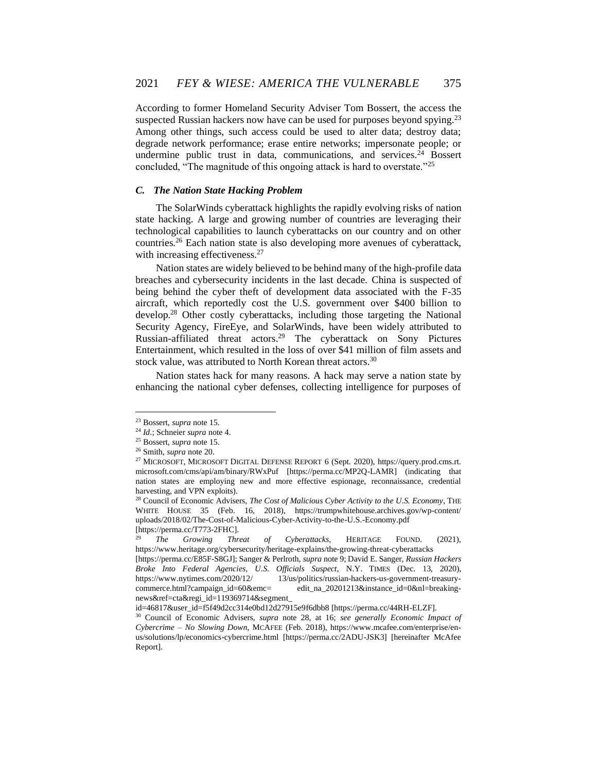According to former Homeland Security Adviser Tom Bossert, the access the suspected Russian hackers now have can be used for purposes beyond spying.[23] Among other things, such access could be used to alter data; destroy data; degrade network performance; erase entire networks; impersonate people; or undermine public trust in data, communications, and services.[24] Bossert concluded, "The magnitude of this ongoing attack is hard to overstate."[25]

### *C. The Nation State Hacking Problem*

The SolarWinds cyberattack highlights the rapidly evolving risks of nation state hacking. A large and growing number of countries are leveraging their technological capabilities to launch cyberattacks on our country and on other countries.[26] Each nation state is also developing more avenues of cyberattack, with increasing effectiveness.[27]

Nation states are widely believed to be behind many of the high-profile data breaches and cybersecurity incidents in the last decade. China is suspected of being behind the cyber theft of development data associated with the F-35 aircraft, which reportedly cost the U.S. government over $400 billion to develop.[28] Other costly cyberattacks, including those targeting the National Security Agency, FireEye, and SolarWinds, have been widely attributed to Russian-affiliated threat actors.[29] The cyberattack on Sony Pictures Entertainment, which resulted in the loss of over $41 million of film assets and stock value, was attributed to North Korean threat actors.[30]

Nation states hack for many reasons. A hack may serve a nation state by enhancing the national cyber defenses, collecting intelligence for purposes of

---

[23] Bossert, *supra* note 15.

[24] *Id*.; Schneier *supra* note 4.

[25] Bossert, *supra* note 15.

[26] Smith, *supra* note 20.

[27] MICROSOFT, MICROSOFT DIGITAL DEFENSE REPORT 6 (Sept. 2020), https://query.prod.cms.rt.microsoft.com/cms/api/am/binary/RWxPuf [https://perma.cc/MP2Q-LAMR] (indicating that nation states are employing new and more effective espionage, reconnaissance, credential harvesting, and VPN exploits).

[28] Council of Economic Advisers, *The Cost of Malicious Cyber Activity to the U.S. Economy*, THE WHITE HOUSE 35 (Feb. 16, 2018), https://trumpwhitehouse.archives.gov/wp-content/uploads/2018/02/The-Cost-of-Malicious-Cyber-Activity-to-the-U.S.-Economy.pdf [https://perma.cc/T773-2FHC].

[29] *The Growing Threat of Cyberattacks*, HERITAGE FOUND. (2021), https://www.heritage.org/cybersecurity/heritage-explains/the-growing-threat-cyberattacks [https://perma.cc/E85F-S8GJ]; Sanger & Perlroth, *supra* note 9; David E. Sanger, *Russian Hackers Broke Into Federal Agencies, U.S. Officials Suspect*, N.Y. TIMES (Dec. 13, 2020), https://www.nytimes.com/2020/12/13/us/politics/russian-hackers-us-government-treasury-commerce.html?campaign_id=60&emc=edit_na_20201213&instance_id=0&nl=breaking-news&ref=cta&regi_id=119369714&segment_id=46817&user_id=f5f49d2cc314e0bd12d27915e9f6dbb8 [https://perma.cc/44RH-ELZF].

[30] Council of Economic Advisers, *supra* note 28, at 16; *see generally Economic Impact of Cybercrime – No Slowing Down*, MCAFEE (Feb. 2018), https://www.mcafee.com/enterprise/en-us/solutions/lp/economics-cybercrime.html [https://perma.cc/2ADU-JSK3] [hereinafter McAfee Report].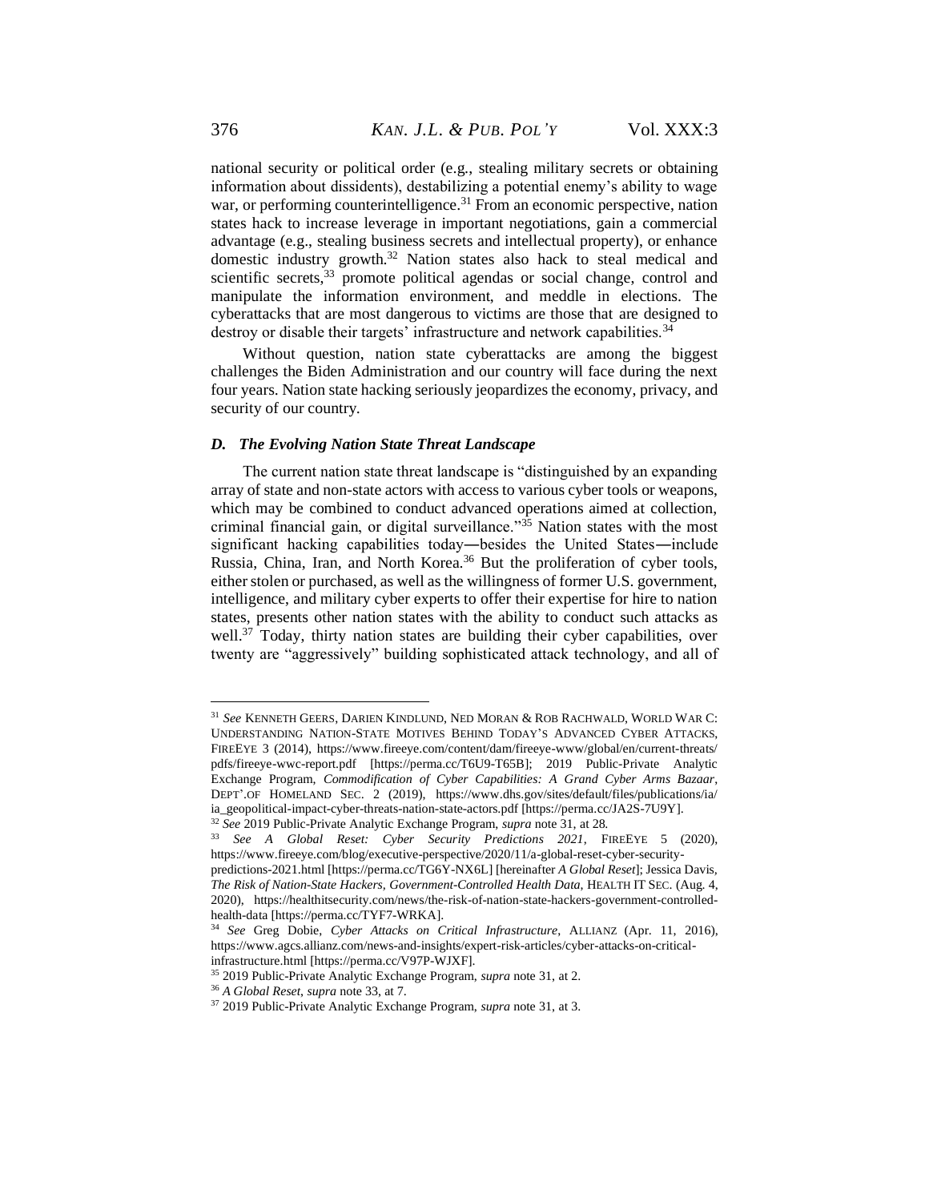national security or political order (e.g., stealing military secrets or obtaining information about dissidents), destabilizing a potential enemy's ability to wage war, or performing counterintelligence.[31] From an economic perspective, nation states hack to increase leverage in important negotiations, gain a commercial advantage (e.g., stealing business secrets and intellectual property), or enhance domestic industry growth.[32] Nation states also hack to steal medical and scientific secrets,[33] promote political agendas or social change, control and manipulate the information environment, and meddle in elections. The cyberattacks that are most dangerous to victims are those that are designed to destroy or disable their targets' infrastructure and network capabilities.[34]

Without question, nation state cyberattacks are among the biggest challenges the Biden Administration and our country will face during the next four years. Nation state hacking seriously jeopardizes the economy, privacy, and security of our country.

### *D. The Evolving Nation State Threat Landscape*

The current nation state threat landscape is "distinguished by an expanding array of state and non-state actors with access to various cyber tools or weapons, which may be combined to conduct advanced operations aimed at collection, criminal financial gain, or digital surveillance."[35] Nation states with the most significant hacking capabilities today—besides the United States—include Russia, China, Iran, and North Korea.[36] But the proliferation of cyber tools, either stolen or purchased, as well as the willingness of former U.S. government, intelligence, and military cyber experts to offer their expertise for hire to nation states, presents other nation states with the ability to conduct such attacks as well.[37] Today, thirty nation states are building their cyber capabilities, over twenty are "aggressively" building sophisticated attack technology, and all of

---

[31] *See* KENNETH GEERS, DARIEN KINDLUND, NED MORAN & ROB RACHWALD, WORLD WAR C: UNDERSTANDING NATION-STATE MOTIVES BEHIND TODAY'S ADVANCED CYBER ATTACKS, FIREEYE 3 (2014), https://www.fireeye.com/content/dam/fireeye-www/global/en/current-threats/pdfs/fireeye-wwc-report.pdf [https://perma.cc/T6U9-T65B]; 2019 Public-Private Analytic Exchange Program, *Commodification of Cyber Capabilities: A Grand Cyber Arms Bazaar*, DEPT'.OF HOMELAND SEC. 2 (2019), https://www.dhs.gov/sites/default/files/publications/ia/ia_geopolitical-impact-cyber-threats-nation-state-actors.pdf [https://perma.cc/JA2S-7U9Y].

[32] *See* 2019 Public-Private Analytic Exchange Program, *supra* note 31, at 28.

[33] *See A Global Reset: Cyber Security Predictions 2021*, FIREEYE 5 (2020), https://www.fireeye.com/blog/executive-perspective/2020/11/a-global-reset-cyber-security-predictions-2021.html [https://perma.cc/TG6Y-NX6L] [hereinafter *A Global Reset*]; Jessica Davis, *The Risk of Nation-State Hackers, Government-Controlled Health Data*, HEALTH IT SEC. (Aug. 4, 2020), https://healthitsecurity.com/news/the-risk-of-nation-state-hackers-government-controlled-health-data [https://perma.cc/TYF7-WRKA].

[34] *See* Greg Dobie, *Cyber Attacks on Critical Infrastructure*, ALLIANZ (Apr. 11, 2016), https://www.agcs.allianz.com/news-and-insights/expert-risk-articles/cyber-attacks-on-critical-infrastructure.html [https://perma.cc/V97P-WJXF].

[35] 2019 Public-Private Analytic Exchange Program, *supra* note 31, at 2.

[36] *A Global Reset*, *supra* note 33, at 7.

[37] 2019 Public-Private Analytic Exchange Program, *supra* note 31, at 3.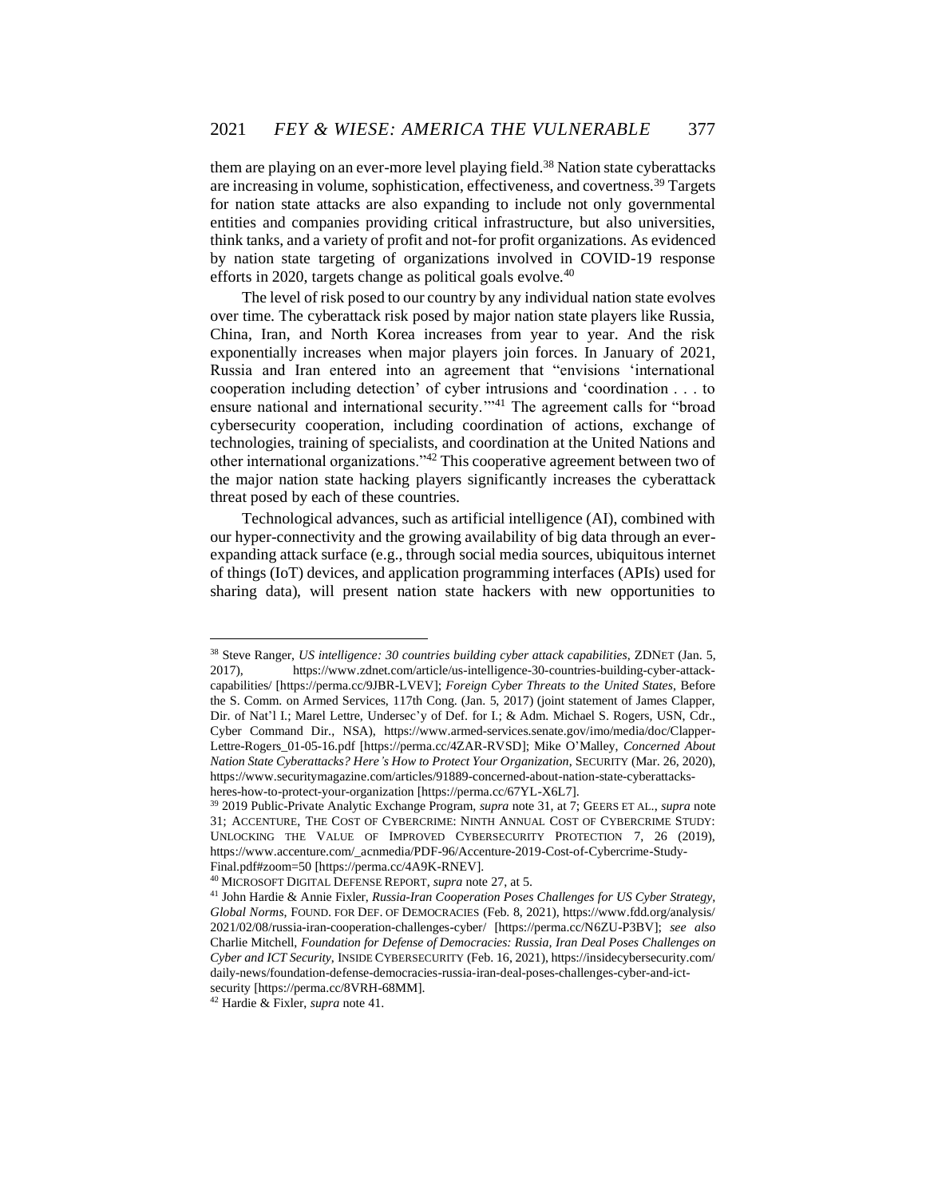them are playing on an ever-more level playing field.[38] Nation state cyberattacks are increasing in volume, sophistication, effectiveness, and covertness.[39] Targets for nation state attacks are also expanding to include not only governmental entities and companies providing critical infrastructure, but also universities, think tanks, and a variety of profit and not-for profit organizations. As evidenced by nation state targeting of organizations involved in COVID-19 response efforts in 2020, targets change as political goals evolve.[40]

The level of risk posed to our country by any individual nation state evolves over time. The cyberattack risk posed by major nation state players like Russia, China, Iran, and North Korea increases from year to year. And the risk exponentially increases when major players join forces. In January of 2021, Russia and Iran entered into an agreement that "envisions 'international cooperation including detection' of cyber intrusions and 'coordination . . . to ensure national and international security.'"[41] The agreement calls for "broad cybersecurity cooperation, including coordination of actions, exchange of technologies, training of specialists, and coordination at the United Nations and other international organizations."[42] This cooperative agreement between two of the major nation state hacking players significantly increases the cyberattack threat posed by each of these countries.

Technological advances, such as artificial intelligence (AI), combined with our hyper-connectivity and the growing availability of big data through an ever-expanding attack surface (e.g., through social media sources, ubiquitous internet of things (IoT) devices, and application programming interfaces (APIs) used for sharing data), will present nation state hackers with new opportunities to

---

[38] Steve Ranger, *US intelligence: 30 countries building cyber attack capabilities*, ZDNET (Jan. 5, 2017), https://www.zdnet.com/article/us-intelligence-30-countries-building-cyber-attack-capabilities/ [https://perma.cc/9JBR-LVEV]; *Foreign Cyber Threats to the United States*, Before the S. Comm. on Armed Services, 117th Cong. (Jan. 5, 2017) (joint statement of James Clapper, Dir. of Nat'l I.; Marel Lettre, Undersec'y of Def. for I.; & Adm. Michael S. Rogers, USN, Cdr., Cyber Command Dir., NSA), https://www.armed-services.senate.gov/imo/media/doc/Clapper-Lettre-Rogers_01-05-16.pdf [https://perma.cc/4ZAR-RVSD]; Mike O'Malley, *Concerned About Nation State Cyberattacks? Here's How to Protect Your Organization*, SECURITY (Mar. 26, 2020), https://www.securitymagazine.com/articles/91889-concerned-about-nation-state-cyberattacks-heres-how-to-protect-your-organization [https://perma.cc/67YL-X6L7].

[39] 2019 Public-Private Analytic Exchange Program, *supra* note 31, at 7; GEERS ET AL., *supra* note 31; ACCENTURE, THE COST OF CYBERCRIME: NINTH ANNUAL COST OF CYBERCRIME STUDY: UNLOCKING THE VALUE OF IMPROVED CYBERSECURITY PROTECTION 7, 26 (2019), https://www.accenture.com/_acnmedia/PDF-96/Accenture-2019-Cost-of-Cybercrime-Study-Final.pdf#zoom=50 [https://perma.cc/4A9K-RNEV].

[40] MICROSOFT DIGITAL DEFENSE REPORT, *supra* note 27, at 5.

[41] John Hardie & Annie Fixler, *Russia-Iran Cooperation Poses Challenges for US Cyber Strategy, Global Norms*, FOUND. FOR DEF. OF DEMOCRACIES (Feb. 8, 2021), https://www.fdd.org/analysis/2021/02/08/russia-iran-cooperation-challenges-cyber/ [https://perma.cc/N6ZU-P3BV]; *see also* Charlie Mitchell, *Foundation for Defense of Democracies: Russia, Iran Deal Poses Challenges on Cyber and ICT Security*, INSIDE CYBERSECURITY (Feb. 16, 2021), https://insidecybersecurity.com/daily-news/foundation-defense-democracies-russia-iran-deal-poses-challenges-cyber-and-ict-security [https://perma.cc/8VRH-68MM].

[42] Hardie & Fixler, *supra* note 41.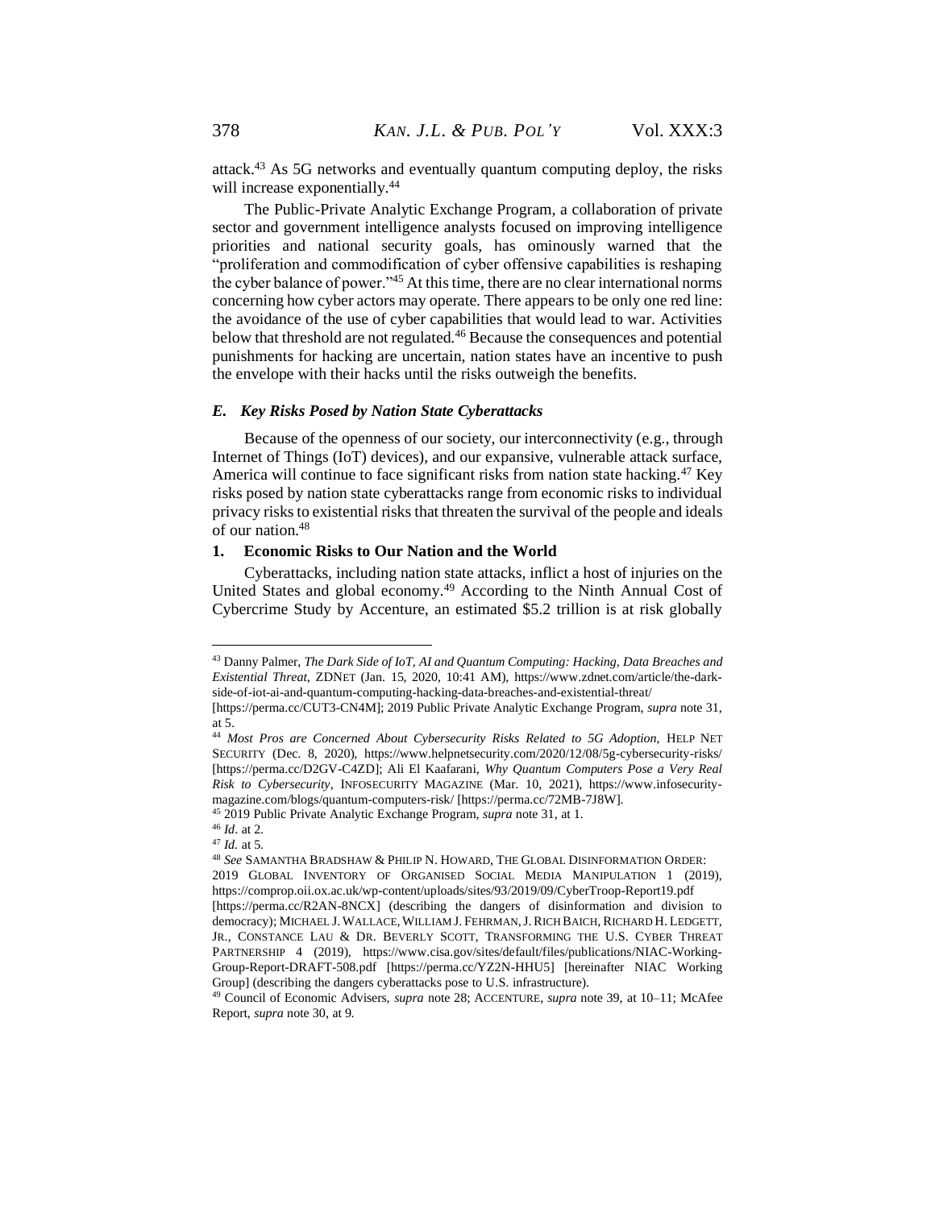attack.[43] As 5G networks and eventually quantum computing deploy, the risks will increase exponentially.[44]

The Public-Private Analytic Exchange Program, a collaboration of private sector and government intelligence analysts focused on improving intelligence priorities and national security goals, has ominously warned that the "proliferation and commodification of cyber offensive capabilities is reshaping the cyber balance of power."[45] At this time, there are no clear international norms concerning how cyber actors may operate. There appears to be only one red line: the avoidance of the use of cyber capabilities that would lead to war. Activities below that threshold are not regulated.[46] Because the consequences and potential punishments for hacking are uncertain, nation states have an incentive to push the envelope with their hacks until the risks outweigh the benefits.

### *E. Key Risks Posed by Nation State Cyberattacks*

Because of the openness of our society, our interconnectivity (e.g., through Internet of Things (IoT) devices), and our expansive, vulnerable attack surface, America will continue to face significant risks from nation state hacking.[47] Key risks posed by nation state cyberattacks range from economic risks to individual privacy risks to existential risks that threaten the survival of the people and ideals of our nation.[48]

#### 1. Economic Risks to Our Nation and the World

Cyberattacks, including nation state attacks, inflict a host of injuries on the United States and global economy.[49] According to the Ninth Annual Cost of Cybercrime Study by Accenture, an estimated $5.2 trillion is at risk globally

---

[43] Danny Palmer, *The Dark Side of IoT, AI and Quantum Computing: Hacking, Data Breaches and Existential Threat*, ZDNET (Jan. 15, 2020, 10:41 AM), https://www.zdnet.com/article/the-dark-side-of-iot-ai-and-quantum-computing-hacking-data-breaches-and-existential-threat/ [https://perma.cc/CUT3-CN4M]; 2019 Public Private Analytic Exchange Program, *supra* note 31, at 5.

[44] *Most Pros are Concerned About Cybersecurity Risks Related to 5G Adoption*, HELP NET SECURITY (Dec. 8, 2020), https://www.helpnetsecurity.com/2020/12/08/5g-cybersecurity-risks/ [https://perma.cc/D2GV-C4ZD]; Ali El Kaafarani, *Why Quantum Computers Pose a Very Real Risk to Cybersecurity*, INFOSECURITY MAGAZINE (Mar. 10, 2021), https://www.infosecurity-magazine.com/blogs/quantum-computers-risk/ [https://perma.cc/72MB-7J8W].

[45] 2019 Public Private Analytic Exchange Program, *supra* note 31, at 1.

[46] *Id*. at 2.

[47] *Id.* at 5.

[48] *See* SAMANTHA BRADSHAW & PHILIP N. HOWARD, THE GLOBAL DISINFORMATION ORDER: 2019 GLOBAL INVENTORY OF ORGANISED SOCIAL MEDIA MANIPULATION 1 (2019), https://comprop.oii.ox.ac.uk/wp-content/uploads/sites/93/2019/09/CyberTroop-Report19.pdf [https://perma.cc/R2AN-8NCX] (describing the dangers of disinformation and division to democracy); MICHAEL J. WALLACE, WILLIAM J. FEHRMAN, J. RICH BAICH, RICHARD H. LEDGETT, JR., CONSTANCE LAU & DR. BEVERLY SCOTT, TRANSFORMING THE U.S. CYBER THREAT PARTNERSHIP 4 (2019), https://www.cisa.gov/sites/default/files/publications/NIAC-Working-Group-Report-DRAFT-508.pdf [https://perma.cc/YZ2N-HHU5] [hereinafter NIAC Working Group] (describing the dangers cyberattacks pose to U.S. infrastructure).

[49] Council of Economic Advisers, *supra* note 28; ACCENTURE, *supra* note 39, at 10–11; McAfee Report, *supra* note 30, at 9.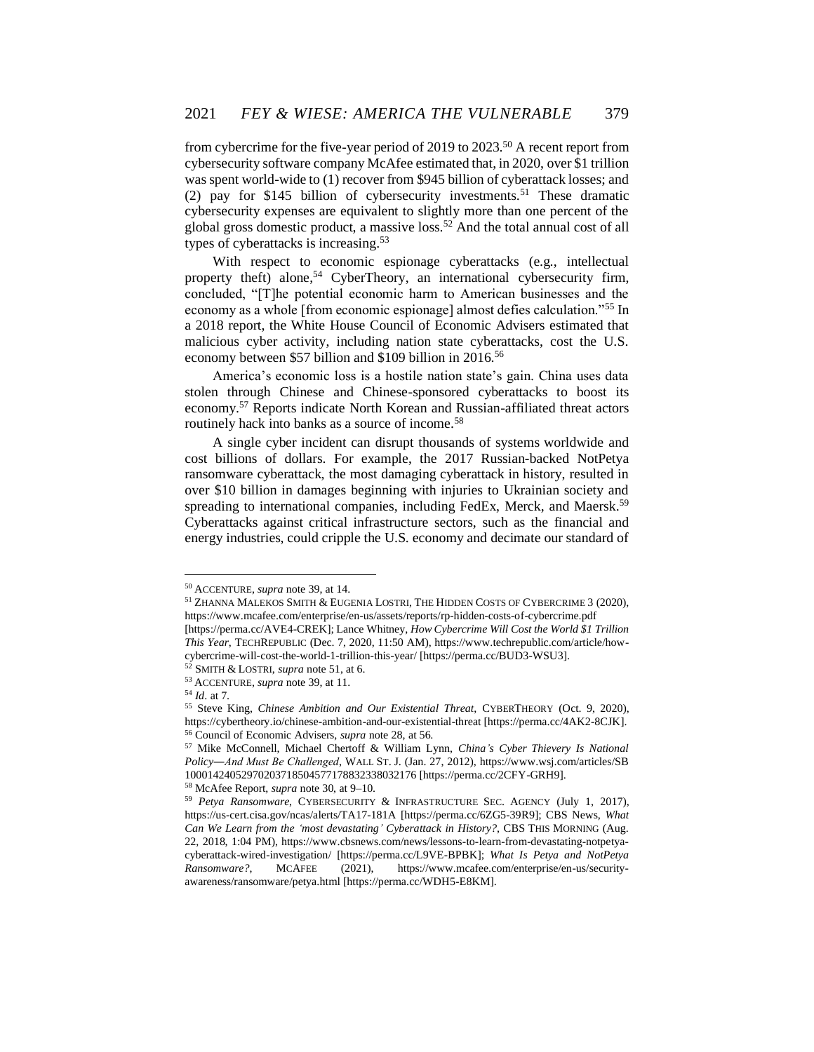from cybercrime for the five-year period of 2019 to 2023.[50] A recent report from cybersecurity software company McAfee estimated that, in 2020, over $1 trillion was spent world-wide to (1) recover from $945 billion of cyberattack losses; and (2) pay for $145 billion of cybersecurity investments.[51] These dramatic cybersecurity expenses are equivalent to slightly more than one percent of the global gross domestic product, a massive loss.[52] And the total annual cost of all types of cyberattacks is increasing.[53]

With respect to economic espionage cyberattacks (e.g., intellectual property theft) alone,[54] CyberTheory, an international cybersecurity firm, concluded, "[T]he potential economic harm to American businesses and the economy as a whole [from economic espionage] almost defies calculation."[55] In a 2018 report, the White House Council of Economic Advisers estimated that malicious cyber activity, including nation state cyberattacks, cost the U.S. economy between $57 billion and $109 billion in 2016.[56]

America's economic loss is a hostile nation state's gain. China uses data stolen through Chinese and Chinese-sponsored cyberattacks to boost its economy.[57] Reports indicate North Korean and Russian-affiliated threat actors routinely hack into banks as a source of income.[58]

A single cyber incident can disrupt thousands of systems worldwide and cost billions of dollars. For example, the 2017 Russian-backed NotPetya ransomware cyberattack, the most damaging cyberattack in history, resulted in over $10 billion in damages beginning with injuries to Ukrainian society and spreading to international companies, including FedEx, Merck, and Maersk.[59] Cyberattacks against critical infrastructure sectors, such as the financial and energy industries, could cripple the U.S. economy and decimate our standard of

---

[50] ACCENTURE, *supra* note 39, at 14.

[51] ZHANNA MALEKOS SMITH & EUGENIA LOSTRI, THE HIDDEN COSTS OF CYBERCRIME 3 (2020), https://www.mcafee.com/enterprise/en-us/assets/reports/rp-hidden-costs-of-cybercrime.pdf [https://perma.cc/AVE4-CREK]; Lance Whitney, *How Cybercrime Will Cost the World $1 Trillion This Year*, TECHREPUBLIC (Dec. 7, 2020, 11:50 AM), https://www.techrepublic.com/article/how-cybercrime-will-cost-the-world-1-trillion-this-year/ [https://perma.cc/BUD3-WSU3].

[52] SMITH & LOSTRI, *supra* note 51, at 6.

[53] ACCENTURE, *supra* note 39, at 11.

[54] *Id*. at 7.

[55] Steve King, *Chinese Ambition and Our Existential Threat*, CYBERTHEORY (Oct. 9, 2020), https://cybertheory.io/chinese-ambition-and-our-existential-threat [https://perma.cc/4AK2-8CJK].

[56] Council of Economic Advisers, *supra* note 28, at 56.

[57] Mike McConnell, Michael Chertoff & William Lynn, *China's Cyber Thievery Is National Policy—And Must Be Challenged*, WALL ST. J. (Jan. 27, 2012), https://www.wsj.com/articles/SB10001424052970203718504577178832338032176 [https://perma.cc/2CFY-GRH9].

[58] McAfee Report, *supra* note 30, at 9–10.

[59] *Petya Ransomware*, CYBERSECURITY & INFRASTRUCTURE SEC. AGENCY (July 1, 2017), https://us-cert.cisa.gov/ncas/alerts/TA17-181A [https://perma.cc/6ZG5-39R9]; CBS News, *What Can We Learn from the 'most devastating' Cyberattack in History?*, CBS THIS MORNING (Aug. 22, 2018, 1:04 PM), https://www.cbsnews.com/news/lessons-to-learn-from-devastating-notpetya-cyberattack-wired-investigation/ [https://perma.cc/L9VE-BPBK]; *What Is Petya and NotPetya Ransomware?*, MCAFEE (2021), https://www.mcafee.com/enterprise/en-us/security-awareness/ransomware/petya.html [https://perma.cc/WDH5-E8KM].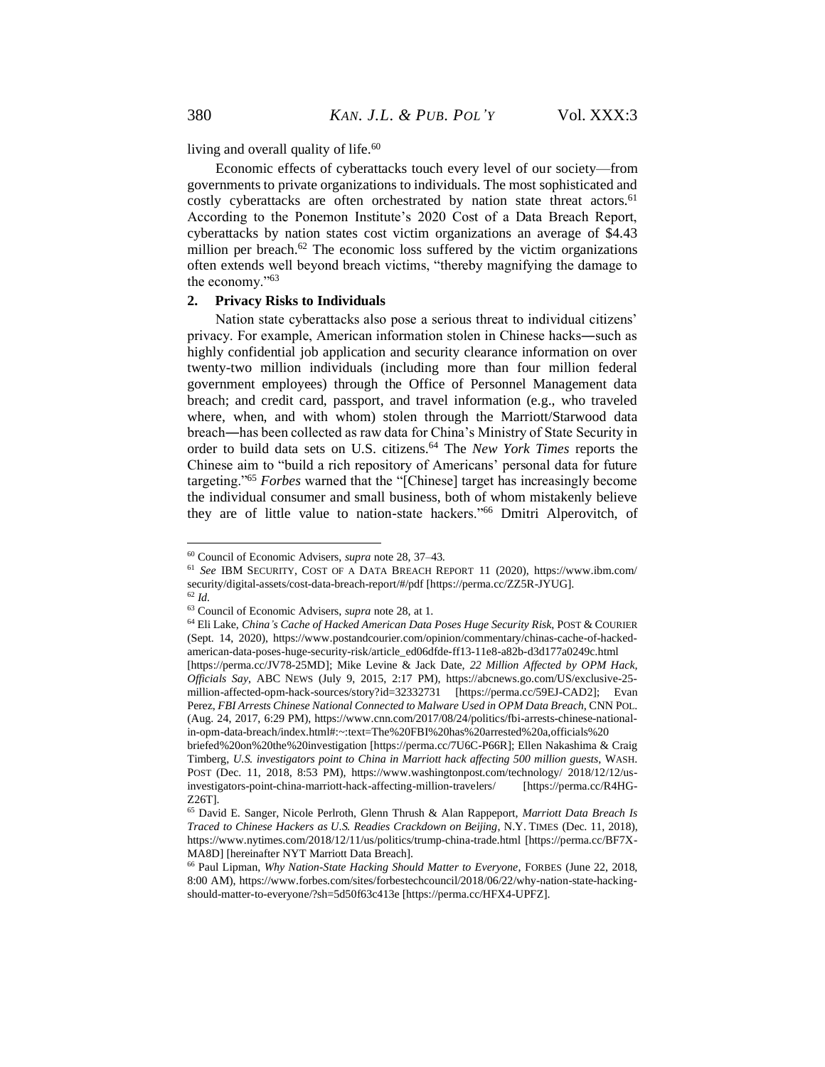living and overall quality of life.[60]

Economic effects of cyberattacks touch every level of our society—from governments to private organizations to individuals. The most sophisticated and costly cyberattacks are often orchestrated by nation state threat actors.[61] According to the Ponemon Institute's 2020 Cost of a Data Breach Report, cyberattacks by nation states cost victim organizations an average of $4.43 million per breach.[62] The economic loss suffered by the victim organizations often extends well beyond breach victims, "thereby magnifying the damage to the economy."[63]

## 2. Privacy Risks to Individuals

Nation state cyberattacks also pose a serious threat to individual citizens' privacy. For example, American information stolen in Chinese hacks―such as highly confidential job application and security clearance information on over twenty-two million individuals (including more than four million federal government employees) through the Office of Personnel Management data breach; and credit card, passport, and travel information (e.g., who traveled where, when, and with whom) stolen through the Marriott/Starwood data breach―has been collected as raw data for China's Ministry of State Security in order to build data sets on U.S. citizens.[64] The *New York Times* reports the Chinese aim to "build a rich repository of Americans' personal data for future targeting."[65] *Forbes* warned that the "[Chinese] target has increasingly become the individual consumer and small business, both of whom mistakenly believe they are of little value to nation-state hackers."[66] Dmitri Alperovitch, of

---

[60] Council of Economic Advisers, *supra* note 28, 37–43.

[61] *See* IBM SECURITY, COST OF A DATA BREACH REPORT 11 (2020), https://www.ibm.com/security/digital-assets/cost-data-breach-report/#/pdf [https://perma.cc/ZZ5R-JYUG].

[62] *Id.*

[63] Council of Economic Advisers, *supra* note 28, at 1.

[64] Eli Lake, *China's Cache of Hacked American Data Poses Huge Security Risk*, POST & COURIER (Sept. 14, 2020), https://www.postandcourier.com/opinion/commentary/chinas-cache-of-hacked-american-data-poses-huge-security-risk/article_ed06dfde-ff13-11e8-a82b-d3d177a0249c.html [https://perma.cc/JV78-25MD]; Mike Levine & Jack Date, *22 Million Affected by OPM Hack, Officials Say*, ABC NEWS (July 9, 2015, 2:17 PM), https://abcnews.go.com/US/exclusive-25-million-affected-opm-hack-sources/story?id=32332731 [https://perma.cc/59EJ-CAD2]; Evan Perez, *FBI Arrests Chinese National Connected to Malware Used in OPM Data Breach*, CNN POL. (Aug. 24, 2017, 6:29 PM), https://www.cnn.com/2017/08/24/politics/fbi-arrests-chinese-national-in-opm-data-breach/index.html#:~:text=The%20FBI%20has%20arrested%20a,officials%20briefed%20on%20the%20investigation [https://perma.cc/7U6C-P66R]; Ellen Nakashima & Craig Timberg, *U.S. investigators point to China in Marriott hack affecting 500 million guests*, WASH. POST (Dec. 11, 2018, 8:53 PM), https://www.washingtonpost.com/technology/ 2018/12/12/us-investigators-point-china-marriott-hack-affecting-million-travelers/ [https://perma.cc/R4HG-Z26T].

[65] David E. Sanger, Nicole Perlroth, Glenn Thrush & Alan Rappeport, *Marriott Data Breach Is Traced to Chinese Hackers as U.S. Readies Crackdown on Beijing*, N.Y. TIMES (Dec. 11, 2018), https://www.nytimes.com/2018/12/11/us/politics/trump-china-trade.html [https://perma.cc/BF7X-MA8D] [hereinafter NYT Marriott Data Breach].

[66] Paul Lipman, *Why Nation-State Hacking Should Matter to Everyone*, FORBES (June 22, 2018, 8:00 AM), https://www.forbes.com/sites/forbestechcouncil/2018/06/22/why-nation-state-hacking-should-matter-to-everyone/?sh=5d50f63c413e [https://perma.cc/HFX4-UPFZ].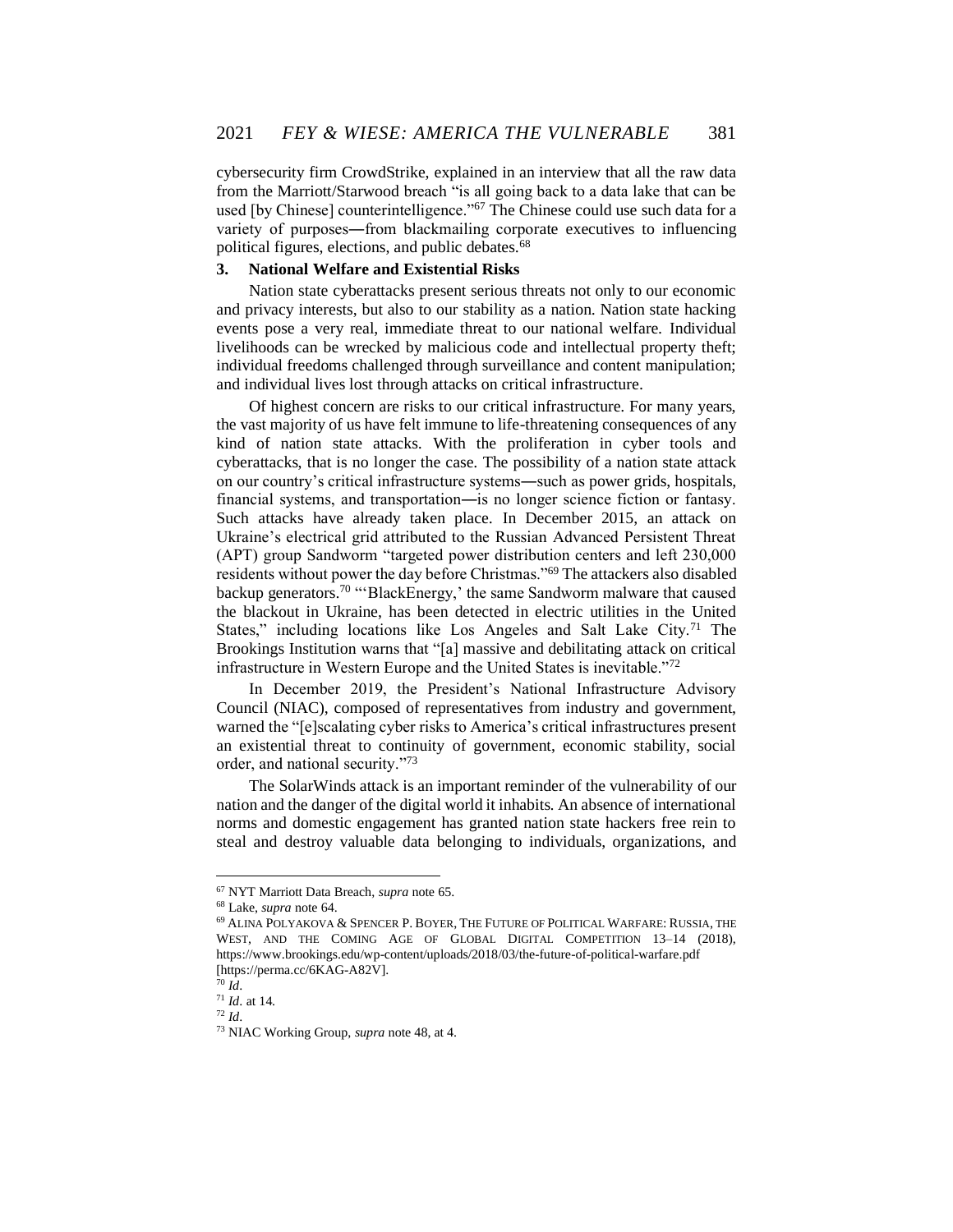cybersecurity firm CrowdStrike, explained in an interview that all the raw data from the Marriott/Starwood breach "is all going back to a data lake that can be used [by Chinese] counterintelligence."[67] The Chinese could use such data for a variety of purposes—from blackmailing corporate executives to influencing political figures, elections, and public debates.[68]

### 3. National Welfare and Existential Risks

Nation state cyberattacks present serious threats not only to our economic and privacy interests, but also to our stability as a nation. Nation state hacking events pose a very real, immediate threat to our national welfare. Individual livelihoods can be wrecked by malicious code and intellectual property theft; individual freedoms challenged through surveillance and content manipulation; and individual lives lost through attacks on critical infrastructure.

Of highest concern are risks to our critical infrastructure. For many years, the vast majority of us have felt immune to life-threatening consequences of any kind of nation state attacks. With the proliferation in cyber tools and cyberattacks, that is no longer the case. The possibility of a nation state attack on our country's critical infrastructure systems—such as power grids, hospitals, financial systems, and transportation—is no longer science fiction or fantasy. Such attacks have already taken place. In December 2015, an attack on Ukraine's electrical grid attributed to the Russian Advanced Persistent Threat (APT) group Sandworm "targeted power distribution centers and left 230,000 residents without power the day before Christmas."[69] The attackers also disabled backup generators.[70] "'BlackEnergy,' the same Sandworm malware that caused the blackout in Ukraine, has been detected in electric utilities in the United States," including locations like Los Angeles and Salt Lake City.[71] The Brookings Institution warns that "[a] massive and debilitating attack on critical infrastructure in Western Europe and the United States is inevitable."[72]

In December 2019, the President's National Infrastructure Advisory Council (NIAC), composed of representatives from industry and government, warned the "[e]scalating cyber risks to America's critical infrastructures present an existential threat to continuity of government, economic stability, social order, and national security."[73]

The SolarWinds attack is an important reminder of the vulnerability of our nation and the danger of the digital world it inhabits. An absence of international norms and domestic engagement has granted nation state hackers free rein to steal and destroy valuable data belonging to individuals, organizations, and

---

[67] NYT Marriott Data Breach, *supra* note 65.

[68] Lake, *supra* note 64.

[69] ALINA POLYAKOVA & SPENCER P. BOYER, THE FUTURE OF POLITICAL WARFARE: RUSSIA, THE WEST, AND THE COMING AGE OF GLOBAL DIGITAL COMPETITION 13–14 (2018), https://www.brookings.edu/wp-content/uploads/2018/03/the-future-of-political-warfare.pdf [https://perma.cc/6KAG-A82V].

[70] *Id*.

[71] *Id*. at 14.

[72] *Id*.

[73] NIAC Working Group, *supra* note 48, at 4.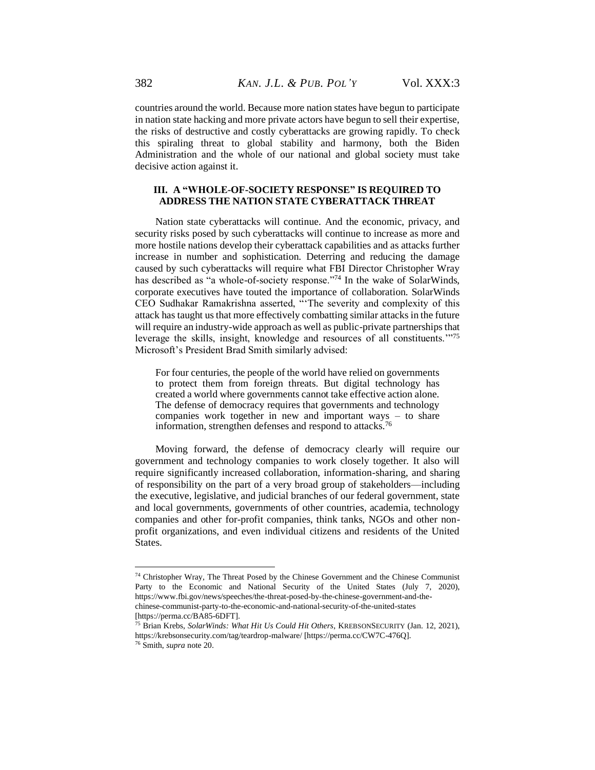countries around the world. Because more nation states have begun to participate in nation state hacking and more private actors have begun to sell their expertise, the risks of destructive and costly cyberattacks are growing rapidly. To check this spiraling threat to global stability and harmony, both the Biden Administration and the whole of our national and global society must take decisive action against it.

## III. A "WHOLE-OF-SOCIETY RESPONSE" IS REQUIRED TO ADDRESS THE NATION STATE CYBERATTACK THREAT

Nation state cyberattacks will continue. And the economic, privacy, and security risks posed by such cyberattacks will continue to increase as more and more hostile nations develop their cyberattack capabilities and as attacks further increase in number and sophistication. Deterring and reducing the damage caused by such cyberattacks will require what FBI Director Christopher Wray has described as "a whole-of-society response."[74] In the wake of SolarWinds, corporate executives have touted the importance of collaboration. SolarWinds CEO Sudhakar Ramakrishna asserted, "'The severity and complexity of this attack has taught us that more effectively combatting similar attacks in the future will require an industry-wide approach as well as public-private partnerships that leverage the skills, insight, knowledge and resources of all constituents.'"[75] Microsoft's President Brad Smith similarly advised:

> For four centuries, the people of the world have relied on governments to protect them from foreign threats. But digital technology has created a world where governments cannot take effective action alone. The defense of democracy requires that governments and technology companies work together in new and important ways – to share information, strengthen defenses and respond to attacks.[76]

Moving forward, the defense of democracy clearly will require our government and technology companies to work closely together. It also will require significantly increased collaboration, information-sharing, and sharing of responsibility on the part of a very broad group of stakeholders—including the executive, legislative, and judicial branches of our federal government, state and local governments, governments of other countries, academia, technology companies and other for-profit companies, think tanks, NGOs and other non-profit organizations, and even individual citizens and residents of the United States.

---

[74] Christopher Wray, The Threat Posed by the Chinese Government and the Chinese Communist Party to the Economic and National Security of the United States (July 7, 2020), https://www.fbi.gov/news/speeches/the-threat-posed-by-the-chinese-government-and-the-chinese-communist-party-to-the-economic-and-national-security-of-the-united-states [https://perma.cc/BA85-6DFT].

[75] Brian Krebs, *SolarWinds: What Hit Us Could Hit Others*, KREBSONSECURITY (Jan. 12, 2021), https://krebsonsecurity.com/tag/teardrop-malware/ [https://perma.cc/CW7C-476Q].

[76] Smith, *supra* note 20.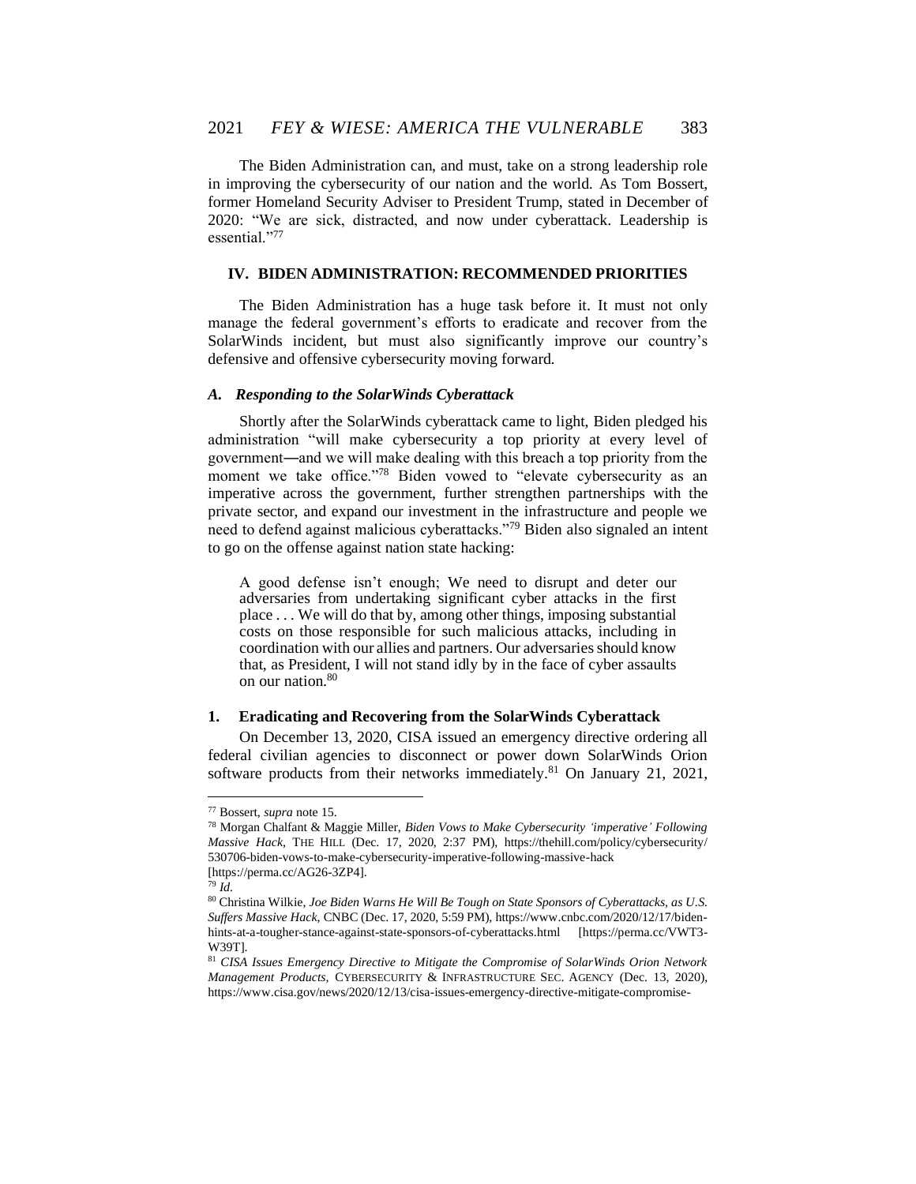The Biden Administration can, and must, take on a strong leadership role in improving the cybersecurity of our nation and the world. As Tom Bossert, former Homeland Security Adviser to President Trump, stated in December of 2020: "We are sick, distracted, and now under cyberattack. Leadership is essential."[77]

## IV. BIDEN ADMINISTRATION: RECOMMENDED PRIORITIES

The Biden Administration has a huge task before it. It must not only manage the federal government's efforts to eradicate and recover from the SolarWinds incident, but must also significantly improve our country's defensive and offensive cybersecurity moving forward.

### *A. Responding to the SolarWinds Cyberattack*

Shortly after the SolarWinds cyberattack came to light, Biden pledged his administration "will make cybersecurity a top priority at every level of government—and we will make dealing with this breach a top priority from the moment we take office."[78] Biden vowed to "elevate cybersecurity as an imperative across the government, further strengthen partnerships with the private sector, and expand our investment in the infrastructure and people we need to defend against malicious cyberattacks."[79] Biden also signaled an intent to go on the offense against nation state hacking:

> A good defense isn't enough; We need to disrupt and deter our adversaries from undertaking significant cyber attacks in the first place . . . We will do that by, among other things, imposing substantial costs on those responsible for such malicious attacks, including in coordination with our allies and partners. Our adversaries should know that, as President, I will not stand idly by in the face of cyber assaults on our nation.[80]

#### 1. Eradicating and Recovering from the SolarWinds Cyberattack

On December 13, 2020, CISA issued an emergency directive ordering all federal civilian agencies to disconnect or power down SolarWinds Orion software products from their networks immediately.[81] On January 21, 2021,

---

[77] Bossert, *supra* note 15.

[78] Morgan Chalfant & Maggie Miller, *Biden Vows to Make Cybersecurity 'imperative' Following Massive Hack*, THE HILL (Dec. 17, 2020, 2:37 PM), https://thehill.com/policy/cybersecurity/530706-biden-vows-to-make-cybersecurity-imperative-following-massive-hack [https://perma.cc/AG26-3ZP4].

[79] *Id.*

[80] Christina Wilkie, *Joe Biden Warns He Will Be Tough on State Sponsors of Cyberattacks, as U.S. Suffers Massive Hack*, CNBC (Dec. 17, 2020, 5:59 PM), https://www.cnbc.com/2020/12/17/biden-hints-at-a-tougher-stance-against-state-sponsors-of-cyberattacks.html [https://perma.cc/VWT3-W39T].

[81] *CISA Issues Emergency Directive to Mitigate the Compromise of SolarWinds Orion Network Management Products*, CYBERSECURITY & INFRASTRUCTURE SEC. AGENCY (Dec. 13, 2020), https://www.cisa.gov/news/2020/12/13/cisa-issues-emergency-directive-mitigate-compromise-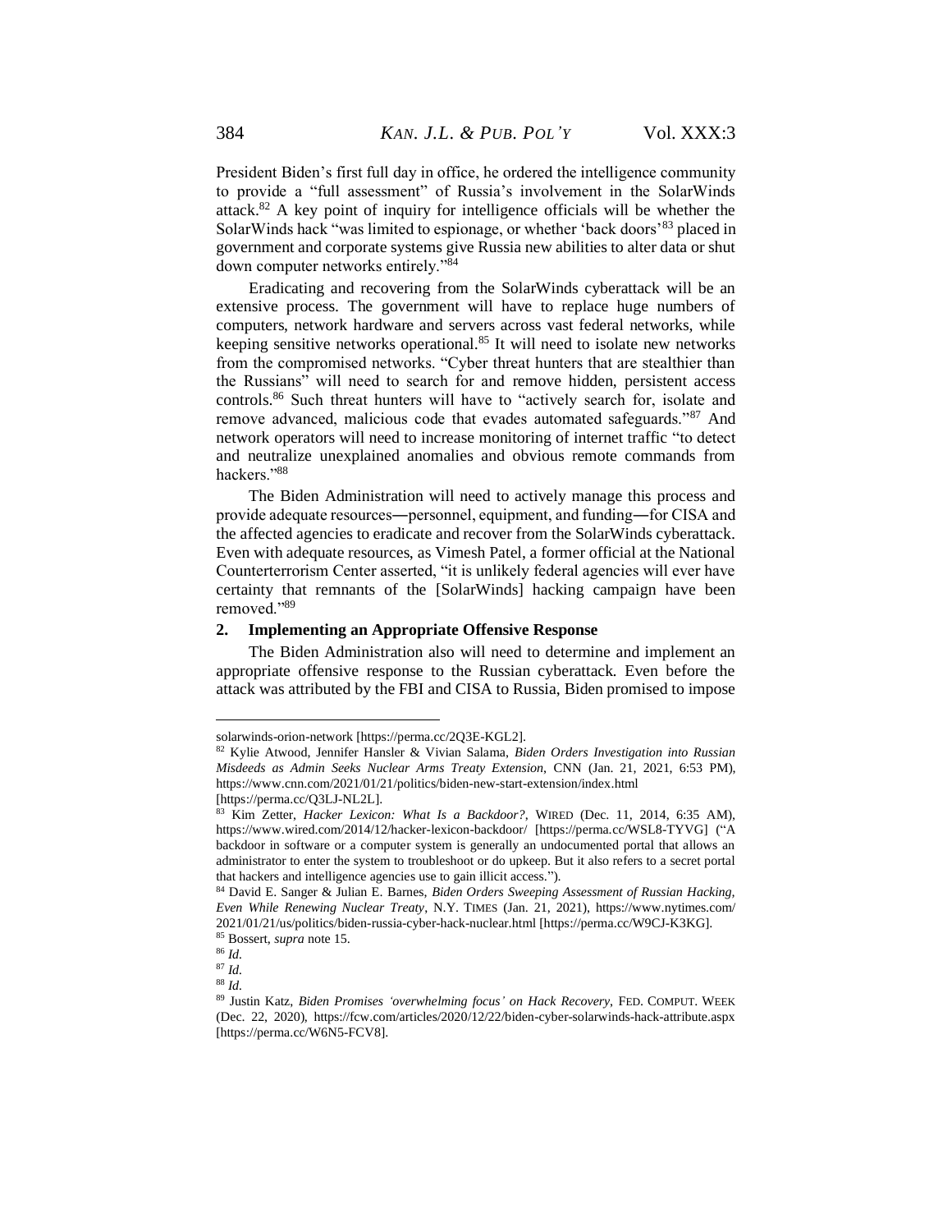President Biden's first full day in office, he ordered the intelligence community to provide a "full assessment" of Russia's involvement in the SolarWinds attack.[82] A key point of inquiry for intelligence officials will be whether the SolarWinds hack "was limited to espionage, or whether 'back doors'[83] placed in government and corporate systems give Russia new abilities to alter data or shut down computer networks entirely."[84]

Eradicating and recovering from the SolarWinds cyberattack will be an extensive process. The government will have to replace huge numbers of computers, network hardware and servers across vast federal networks, while keeping sensitive networks operational.[85] It will need to isolate new networks from the compromised networks. "Cyber threat hunters that are stealthier than the Russians" will need to search for and remove hidden, persistent access controls.[86] Such threat hunters will have to "actively search for, isolate and remove advanced, malicious code that evades automated safeguards."[87] And network operators will need to increase monitoring of internet traffic "to detect and neutralize unexplained anomalies and obvious remote commands from hackers."[88]

The Biden Administration will need to actively manage this process and provide adequate resources—personnel, equipment, and funding—for CISA and the affected agencies to eradicate and recover from the SolarWinds cyberattack. Even with adequate resources, as Vimesh Patel, a former official at the National Counterterrorism Center asserted, "it is unlikely federal agencies will ever have certainty that remnants of the [SolarWinds] hacking campaign have been removed."[89]

### 2. Implementing an Appropriate Offensive Response

The Biden Administration also will need to determine and implement an appropriate offensive response to the Russian cyberattack. Even before the attack was attributed by the FBI and CISA to Russia, Biden promised to impose

---

solarwinds-orion-network [https://perma.cc/2Q3E-KGL2].

[82] Kylie Atwood, Jennifer Hansler & Vivian Salama, *Biden Orders Investigation into Russian Misdeeds as Admin Seeks Nuclear Arms Treaty Extension*, CNN (Jan. 21, 2021, 6:53 PM), https://www.cnn.com/2021/01/21/politics/biden-new-start-extension/index.html [https://perma.cc/Q3LJ-NL2L].

[83] Kim Zetter, *Hacker Lexicon: What Is a Backdoor?*, WIRED (Dec. 11, 2014, 6:35 AM), https://www.wired.com/2014/12/hacker-lexicon-backdoor/ [https://perma.cc/WSL8-TYVG] ("A backdoor in software or a computer system is generally an undocumented portal that allows an administrator to enter the system to troubleshoot or do upkeep. But it also refers to a secret portal that hackers and intelligence agencies use to gain illicit access.").

[84] David E. Sanger & Julian E. Barnes, *Biden Orders Sweeping Assessment of Russian Hacking, Even While Renewing Nuclear Treaty*, N.Y. TIMES (Jan. 21, 2021), https://www.nytimes.com/2021/01/21/us/politics/biden-russia-cyber-hack-nuclear.html [https://perma.cc/W9CJ-K3KG].

[85] Bossert, *supra* note 15.

[86] *Id.*

[87] *Id.*

[88] *Id.*

[89] Justin Katz, *Biden Promises 'overwhelming focus' on Hack Recovery*, FED. COMPUT. WEEK (Dec. 22, 2020), https://fcw.com/articles/2020/12/22/biden-cyber-solarwinds-hack-attribute.aspx [https://perma.cc/W6N5-FCV8].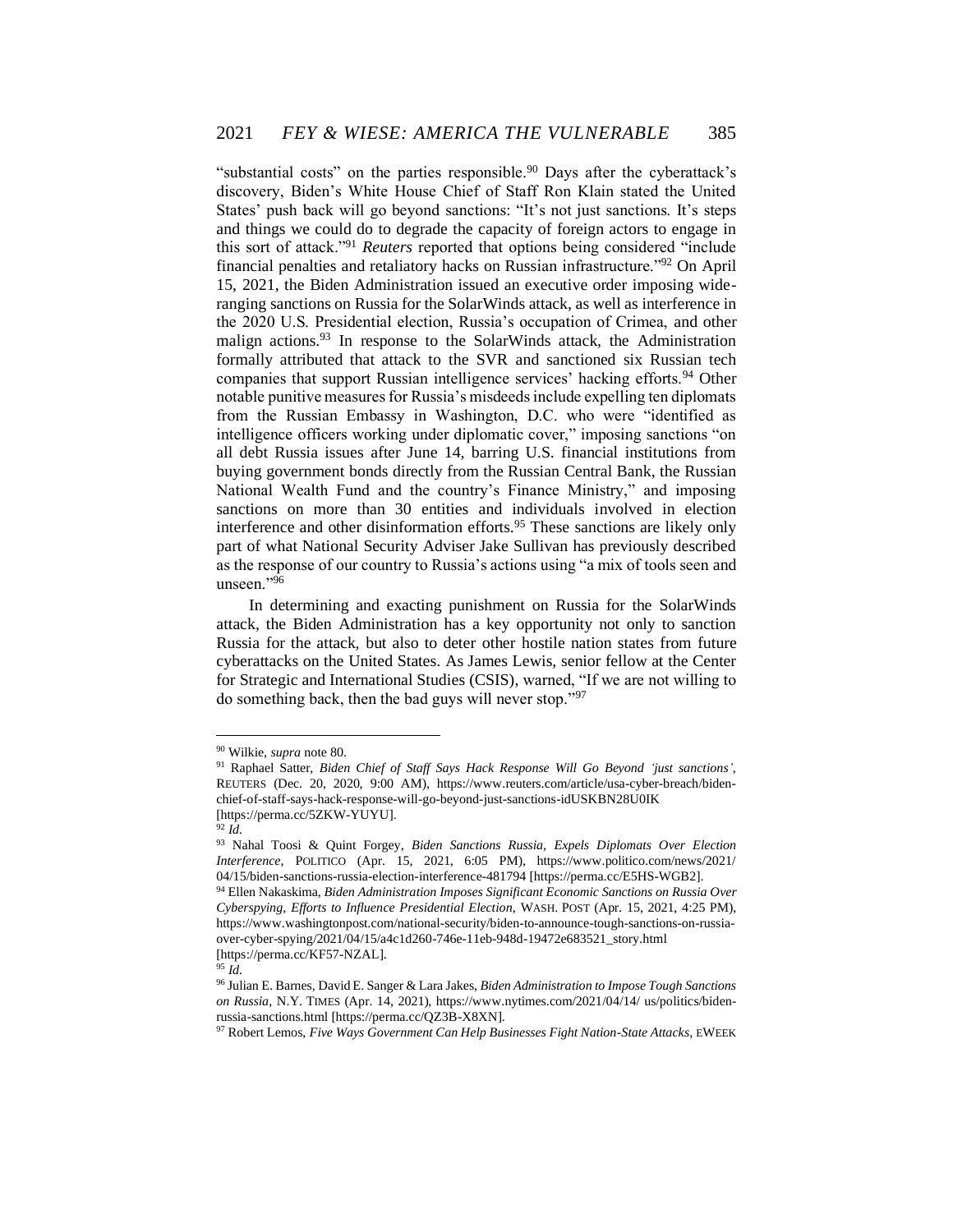"substantial costs" on the parties responsible.[90] Days after the cyberattack's discovery, Biden's White House Chief of Staff Ron Klain stated the United States' push back will go beyond sanctions: "It's not just sanctions. It's steps and things we could do to degrade the capacity of foreign actors to engage in this sort of attack."[91] *Reuters* reported that options being considered "include financial penalties and retaliatory hacks on Russian infrastructure."[92] On April 15, 2021, the Biden Administration issued an executive order imposing wide-ranging sanctions on Russia for the SolarWinds attack, as well as interference in the 2020 U.S. Presidential election, Russia's occupation of Crimea, and other malign actions.[93] In response to the SolarWinds attack, the Administration formally attributed that attack to the SVR and sanctioned six Russian tech companies that support Russian intelligence services' hacking efforts.[94] Other notable punitive measures for Russia's misdeeds include expelling ten diplomats from the Russian Embassy in Washington, D.C. who were "identified as intelligence officers working under diplomatic cover," imposing sanctions "on all debt Russia issues after June 14, barring U.S. financial institutions from buying government bonds directly from the Russian Central Bank, the Russian National Wealth Fund and the country's Finance Ministry," and imposing sanctions on more than 30 entities and individuals involved in election interference and other disinformation efforts.[95] These sanctions are likely only part of what National Security Adviser Jake Sullivan has previously described as the response of our country to Russia's actions using "a mix of tools seen and unseen."[96]

In determining and exacting punishment on Russia for the SolarWinds attack, the Biden Administration has a key opportunity not only to sanction Russia for the attack, but also to deter other hostile nation states from future cyberattacks on the United States. As James Lewis, senior fellow at the Center for Strategic and International Studies (CSIS), warned, "If we are not willing to do something back, then the bad guys will never stop."[97]

---

[90] Wilkie, *supra* note 80.

[91] Raphael Satter, *Biden Chief of Staff Says Hack Response Will Go Beyond 'just sanctions'*, REUTERS (Dec. 20, 2020, 9:00 AM), https://www.reuters.com/article/usa-cyber-breach/biden-chief-of-staff-says-hack-response-will-go-beyond-just-sanctions-idUSKBN28U0IK [https://perma.cc/5ZKW-YUYU].

[92] *Id.*

[93] Nahal Toosi & Quint Forgey, *Biden Sanctions Russia, Expels Diplomats Over Election Interference*, POLITICO (Apr. 15, 2021, 6:05 PM), https://www.politico.com/news/2021/04/15/biden-sanctions-russia-election-interference-481794 [https://perma.cc/E5HS-WGB2].

[94] Ellen Nakaskima, *Biden Administration Imposes Significant Economic Sanctions on Russia Over Cyberspying, Efforts to Influence Presidential Election*, WASH. POST (Apr. 15, 2021, 4:25 PM), https://www.washingtonpost.com/national-security/biden-to-announce-tough-sanctions-on-russia-over-cyber-spying/2021/04/15/a4c1d260-746e-11eb-948d-19472e683521_story.html [https://perma.cc/KF57-NZAL].

[95] *Id.*

[96] Julian E. Barnes, David E. Sanger & Lara Jakes, *Biden Administration to Impose Tough Sanctions on Russia*, N.Y. TIMES (Apr. 14, 2021), https://www.nytimes.com/2021/04/14/ us/politics/biden-russia-sanctions.html [https://perma.cc/QZ3B-X8XN].

[97] Robert Lemos, *Five Ways Government Can Help Businesses Fight Nation-State Attacks*, EWEEK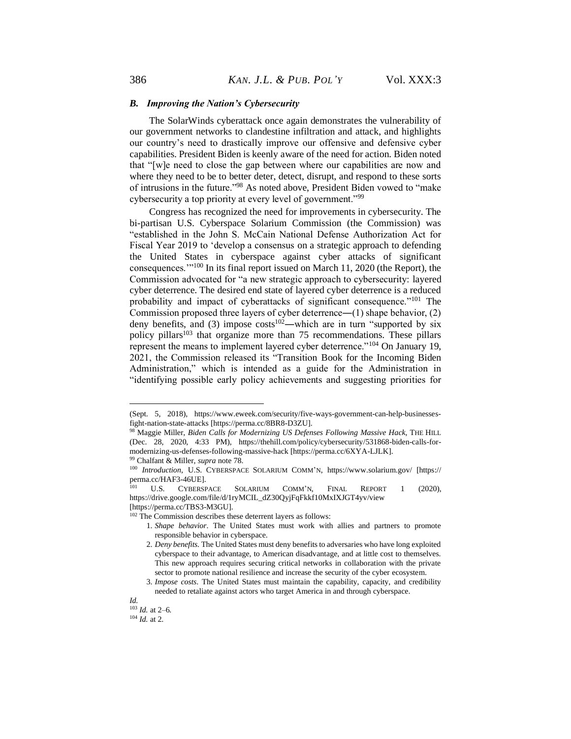### *B. Improving the Nation's Cybersecurity*

The SolarWinds cyberattack once again demonstrates the vulnerability of our government networks to clandestine infiltration and attack, and highlights our country's need to drastically improve our offensive and defensive cyber capabilities. President Biden is keenly aware of the need for action. Biden noted that "[w]e need to close the gap between where our capabilities are now and where they need to be to better deter, detect, disrupt, and respond to these sorts of intrusions in the future."[98] As noted above, President Biden vowed to "make cybersecurity a top priority at every level of government."[99]

Congress has recognized the need for improvements in cybersecurity. The bi-partisan U.S. Cyberspace Solarium Commission (the Commission) was "established in the John S. McCain National Defense Authorization Act for Fiscal Year 2019 to 'develop a consensus on a strategic approach to defending the United States in cyberspace against cyber attacks of significant consequences.'"[100] In its final report issued on March 11, 2020 (the Report), the Commission advocated for "a new strategic approach to cybersecurity: layered cyber deterrence. The desired end state of layered cyber deterrence is a reduced probability and impact of cyberattacks of significant consequence."[101] The Commission proposed three layers of cyber deterrence—(1) shape behavior, (2) deny benefits, and (3) impose costs[102]—which are in turn "supported by six policy pillars[103] that organize more than 75 recommendations. These pillars represent the means to implement layered cyber deterrence."[104] On January 19, 2021, the Commission released its "Transition Book for the Incoming Biden Administration," which is intended as a guide for the Administration in "identifying possible early policy achievements and suggesting priorities for

---

(Sept. 5, 2018), https://www.eweek.com/security/five-ways-government-can-help-businesses-fight-nation-state-attacks [https://perma.cc/8BR8-D3ZU].

[98] Maggie Miller, *Biden Calls for Modernizing US Defenses Following Massive Hack*, THE HILL (Dec. 28, 2020, 4:33 PM), https://thehill.com/policy/cybersecurity/531868-biden-calls-for-modernizing-us-defenses-following-massive-hack [https://perma.cc/6XYA-LJLK].

[99] Chalfant & Miller, *supra* note 78.

[100] *Introduction*, U.S. CYBERSPACE SOLARIUM COMM'N, https://www.solarium.gov/ [https://perma.cc/HAF3-46UE].

[101] U.S. CYBERSPACE SOLARIUM COMM'N, FINAL REPORT 1 (2020), https://drive.google.com/file/d/1ryMCIL_dZ30QyjFqFkkf10MxIXJGT4yv/view [https://perma.cc/TBS3-M3GU].

[102] The Commission describes these deterrent layers as follows:

1. *Shape behavior*. The United States must work with allies and partners to promote responsible behavior in cyberspace.
2. *Deny benefits.* The United States must deny benefits to adversaries who have long exploited cyberspace to their advantage, to American disadvantage, and at little cost to themselves. This new approach requires securing critical networks in collaboration with the private sector to promote national resilience and increase the security of the cyber ecosystem.
3. *Impose costs*. The United States must maintain the capability, capacity, and credibility needed to retaliate against actors who target America in and through cyberspace.

*Id.*

[103] *Id.* at 2–6.

[104] *Id.* at 2.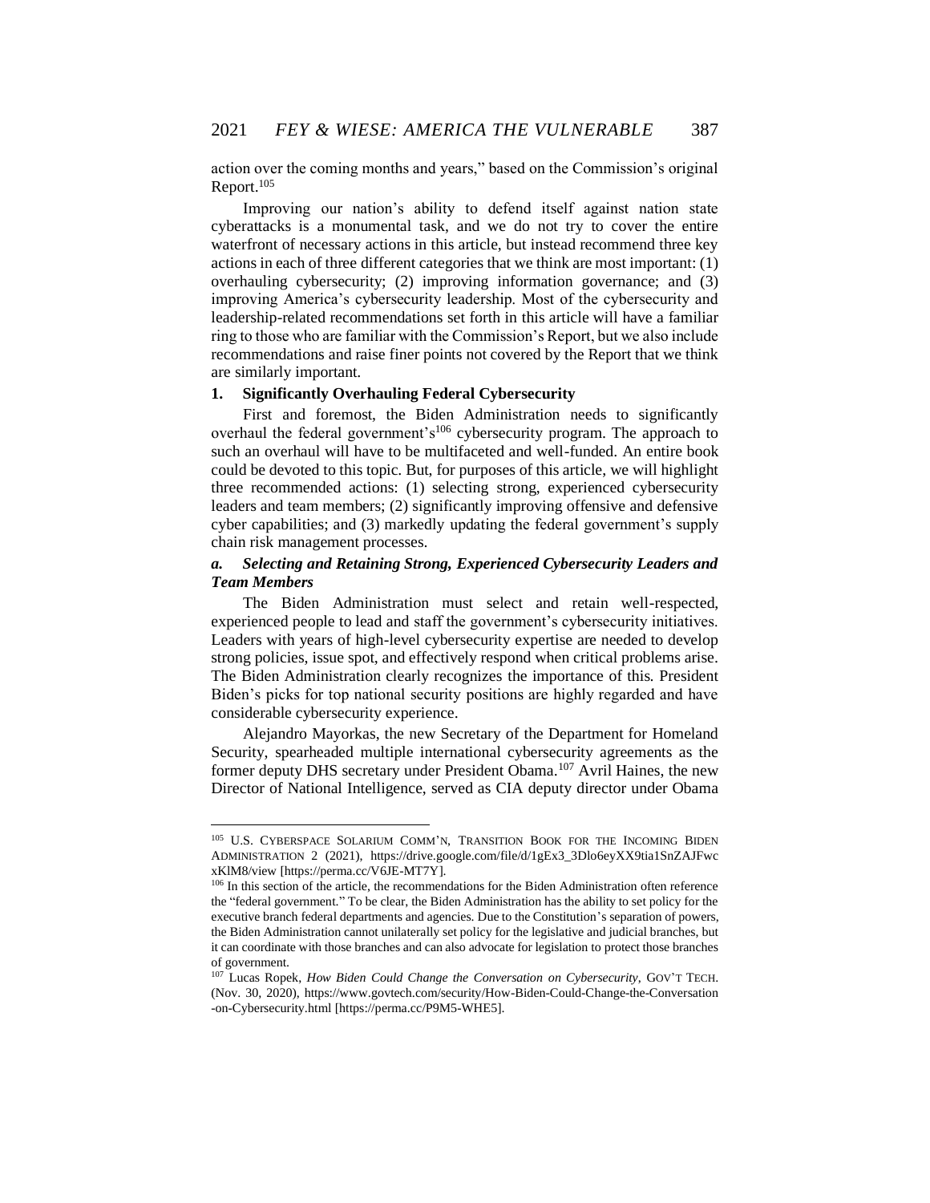action over the coming months and years," based on the Commission's original Report.[105]

Improving our nation's ability to defend itself against nation state cyberattacks is a monumental task, and we do not try to cover the entire waterfront of necessary actions in this article, but instead recommend three key actions in each of three different categories that we think are most important: (1) overhauling cybersecurity; (2) improving information governance; and (3) improving America's cybersecurity leadership. Most of the cybersecurity and leadership-related recommendations set forth in this article will have a familiar ring to those who are familiar with the Commission's Report, but we also include recommendations and raise finer points not covered by the Report that we think are similarly important.

### 1. Significantly Overhauling Federal Cybersecurity

First and foremost, the Biden Administration needs to significantly overhaul the federal government's[106] cybersecurity program. The approach to such an overhaul will have to be multifaceted and well-funded. An entire book could be devoted to this topic. But, for purposes of this article, we will highlight three recommended actions: (1) selecting strong, experienced cybersecurity leaders and team members; (2) significantly improving offensive and defensive cyber capabilities; and (3) markedly updating the federal government's supply chain risk management processes.

#### *a. Selecting and Retaining Strong, Experienced Cybersecurity Leaders and Team Members*

The Biden Administration must select and retain well-respected, experienced people to lead and staff the government's cybersecurity initiatives. Leaders with years of high-level cybersecurity expertise are needed to develop strong policies, issue spot, and effectively respond when critical problems arise. The Biden Administration clearly recognizes the importance of this. President Biden's picks for top national security positions are highly regarded and have considerable cybersecurity experience.

Alejandro Mayorkas, the new Secretary of the Department for Homeland Security, spearheaded multiple international cybersecurity agreements as the former deputy DHS secretary under President Obama.[107] Avril Haines, the new Director of National Intelligence, served as CIA deputy director under Obama

---

[105] U.S. CYBERSPACE SOLARIUM COMM'N, TRANSITION BOOK FOR THE INCOMING BIDEN ADMINISTRATION 2 (2021), https://drive.google.com/file/d/1gEx3_3Dlo6eyXX9tia1SnZAJFwcxKlM8/view [https://perma.cc/V6JE-MT7Y].

[106] In this section of the article, the recommendations for the Biden Administration often reference the "federal government." To be clear, the Biden Administration has the ability to set policy for the executive branch federal departments and agencies. Due to the Constitution's separation of powers, the Biden Administration cannot unilaterally set policy for the legislative and judicial branches, but it can coordinate with those branches and can also advocate for legislation to protect those branches of government.

[107] Lucas Ropek, *How Biden Could Change the Conversation on Cybersecurity*, GOV'T TECH. (Nov. 30, 2020), https://www.govtech.com/security/How-Biden-Could-Change-the-Conversation-on-Cybersecurity.html [https://perma.cc/P9M5-WHE5].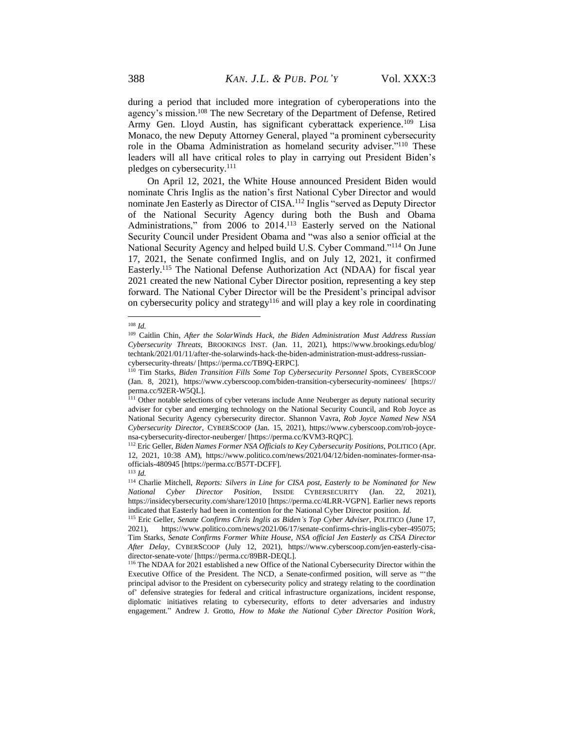during a period that included more integration of cyberoperations into the agency's mission.[108] The new Secretary of the Department of Defense, Retired Army Gen. Lloyd Austin, has significant cyberattack experience.[109] Lisa Monaco, the new Deputy Attorney General, played "a prominent cybersecurity role in the Obama Administration as homeland security adviser."[110] These leaders will all have critical roles to play in carrying out President Biden's pledges on cybersecurity.[111]

On April 12, 2021, the White House announced President Biden would nominate Chris Inglis as the nation's first National Cyber Director and would nominate Jen Easterly as Director of CISA.[112] Inglis "served as Deputy Director of the National Security Agency during both the Bush and Obama Administrations," from 2006 to 2014.[113] Easterly served on the National Security Council under President Obama and "was also a senior official at the National Security Agency and helped build U.S. Cyber Command."[114] On June 17, 2021, the Senate confirmed Inglis, and on July 12, 2021, it confirmed Easterly.[115] The National Defense Authorization Act (NDAA) for fiscal year 2021 created the new National Cyber Director position, representing a key step forward. The National Cyber Director will be the President's principal advisor on cybersecurity policy and strategy[116] and will play a key role in coordinating

---

[108] *Id.*

[109] Caitlin Chin, *After the SolarWinds Hack, the Biden Administration Must Address Russian Cybersecurity Threats*, BROOKINGS INST. (Jan. 11, 2021), https://www.brookings.edu/blog/techtank/2021/01/11/after-the-solarwinds-hack-the-biden-administration-must-address-russian-cybersecurity-threats/ [https://perma.cc/TB9Q-ERPC].

[110] Tim Starks, *Biden Transition Fills Some Top Cybersecurity Personnel Spots*, CYBERSCOOP (Jan. 8, 2021), https://www.cyberscoop.com/biden-transition-cybersecurity-nominees/ [https://perma.cc/92ER-W5QL].

[111] Other notable selections of cyber veterans include Anne Neuberger as deputy national security adviser for cyber and emerging technology on the National Security Council, and Rob Joyce as National Security Agency cybersecurity director. Shannon Vavra, *Rob Joyce Named New NSA Cybersecurity Director*, CYBERSCOOP (Jan. 15, 2021), https://www.cyberscoop.com/rob-joyce-nsa-cybersecurity-director-neuberger/ [https://perma.cc/KVM3-RQPC].

[112] Eric Geller, *Biden Names Former NSA Officials to Key Cybersecurity Positions*, POLITICO (Apr. 12, 2021, 10:38 AM), https://www.politico.com/news/2021/04/12/biden-nominates-former-nsa-officials-480945 [https://perma.cc/B57T-DCFF].

[113] *Id.*

[114] Charlie Mitchell, *Reports: Silvers in Line for CISA post, Easterly to be Nominated for New National Cyber Director Position*, INSIDE CYBERSECURITY (Jan. 22, 2021), https://insidecybersecurity.com/share/12010 [https://perma.cc/4LRR-VGPN]. Earlier news reports indicated that Easterly had been in contention for the National Cyber Director position. *Id.*

[115] Eric Geller, *Senate Confirms Chris Inglis as Biden's Top Cyber Adviser*, POLITICO (June 17, 2021), https://www.politico.com/news/2021/06/17/senate-confirms-chris-inglis-cyber-495075; Tim Starks, *Senate Confirms Former White House, NSA official Jen Easterly as CISA Director After Delay*, CYBERSCOOP (July 12, 2021), https://www.cyberscoop.com/jen-easterly-cisa-director-senate-vote/ [https://perma.cc/89BR-DEQL].

[116] The NDAA for 2021 established a new Office of the National Cybersecurity Director within the Executive Office of the President. The NCD, a Senate-confirmed position, will serve as "'the principal advisor to the President on cybersecurity policy and strategy relating to the coordination of' defensive strategies for federal and critical infrastructure organizations, incident response, diplomatic initiatives relating to cybersecurity, efforts to deter adversaries and industry engagement." Andrew J. Grotto, *How to Make the National Cyber Director Position Work*,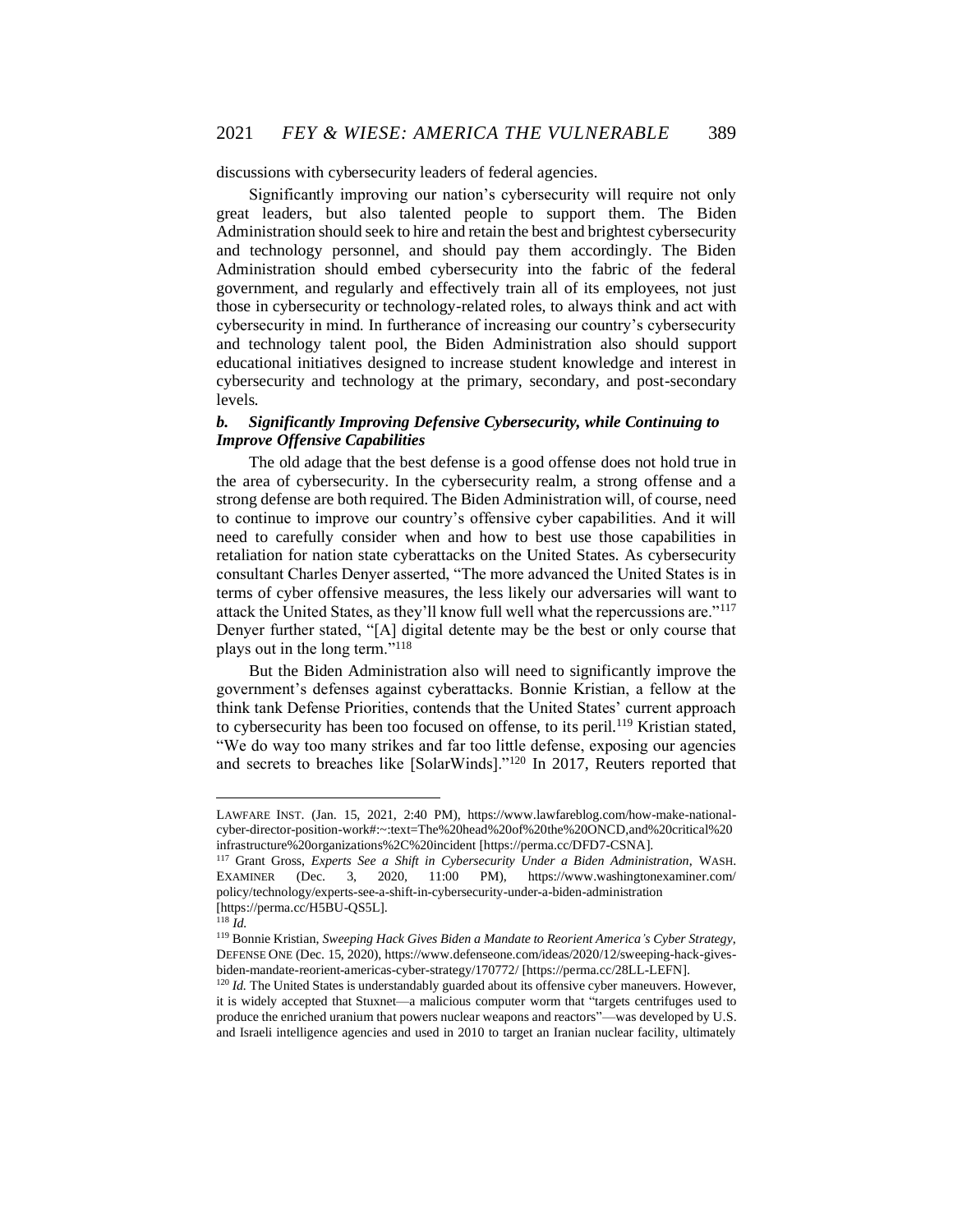discussions with cybersecurity leaders of federal agencies.

Significantly improving our nation's cybersecurity will require not only great leaders, but also talented people to support them. The Biden Administration should seek to hire and retain the best and brightest cybersecurity and technology personnel, and should pay them accordingly. The Biden Administration should embed cybersecurity into the fabric of the federal government, and regularly and effectively train all of its employees, not just those in cybersecurity or technology-related roles, to always think and act with cybersecurity in mind. In furtherance of increasing our country's cybersecurity and technology talent pool, the Biden Administration also should support educational initiatives designed to increase student knowledge and interest in cybersecurity and technology at the primary, secondary, and post-secondary levels.

### *b. Significantly Improving Defensive Cybersecurity, while Continuing to Improve Offensive Capabilities*

The old adage that the best defense is a good offense does not hold true in the area of cybersecurity. In the cybersecurity realm, a strong offense and a strong defense are both required. The Biden Administration will, of course, need to continue to improve our country's offensive cyber capabilities. And it will need to carefully consider when and how to best use those capabilities in retaliation for nation state cyberattacks on the United States. As cybersecurity consultant Charles Denyer asserted, "The more advanced the United States is in terms of cyber offensive measures, the less likely our adversaries will want to attack the United States, as they'll know full well what the repercussions are."[117] Denyer further stated, "[A] digital detente may be the best or only course that plays out in the long term."[118]

But the Biden Administration also will need to significantly improve the government's defenses against cyberattacks. Bonnie Kristian, a fellow at the think tank Defense Priorities, contends that the United States' current approach to cybersecurity has been too focused on offense, to its peril.[119] Kristian stated, "We do way too many strikes and far too little defense, exposing our agencies and secrets to breaches like [SolarWinds]."[120] In 2017, Reuters reported that

---

LAWFARE INST. (Jan. 15, 2021, 2:40 PM), https://www.lawfareblog.com/how-make-national-cyber-director-position-work#:~:text=The%20head%20of%20the%20ONCD,and%20critical%20infrastructure%20organizations%2C%20incident [https://perma.cc/DFD7-CSNA].

[117] Grant Gross, *Experts See a Shift in Cybersecurity Under a Biden Administration*, WASH. EXAMINER (Dec. 3, 2020, 11:00 PM), https://www.washingtonexaminer.com/policy/technology/experts-see-a-shift-in-cybersecurity-under-a-biden-administration [https://perma.cc/H5BU-QS5L].

[118] *Id.*

[119] Bonnie Kristian, *Sweeping Hack Gives Biden a Mandate to Reorient America's Cyber Strategy*, DEFENSE ONE (Dec. 15, 2020), https://www.defenseone.com/ideas/2020/12/sweeping-hack-gives-biden-mandate-reorient-americas-cyber-strategy/170772/ [https://perma.cc/28LL-LEFN].

[120] *Id.* The United States is understandably guarded about its offensive cyber maneuvers. However, it is widely accepted that Stuxnet—a malicious computer worm that "targets centrifuges used to produce the enriched uranium that powers nuclear weapons and reactors"—was developed by U.S. and Israeli intelligence agencies and used in 2010 to target an Iranian nuclear facility, ultimately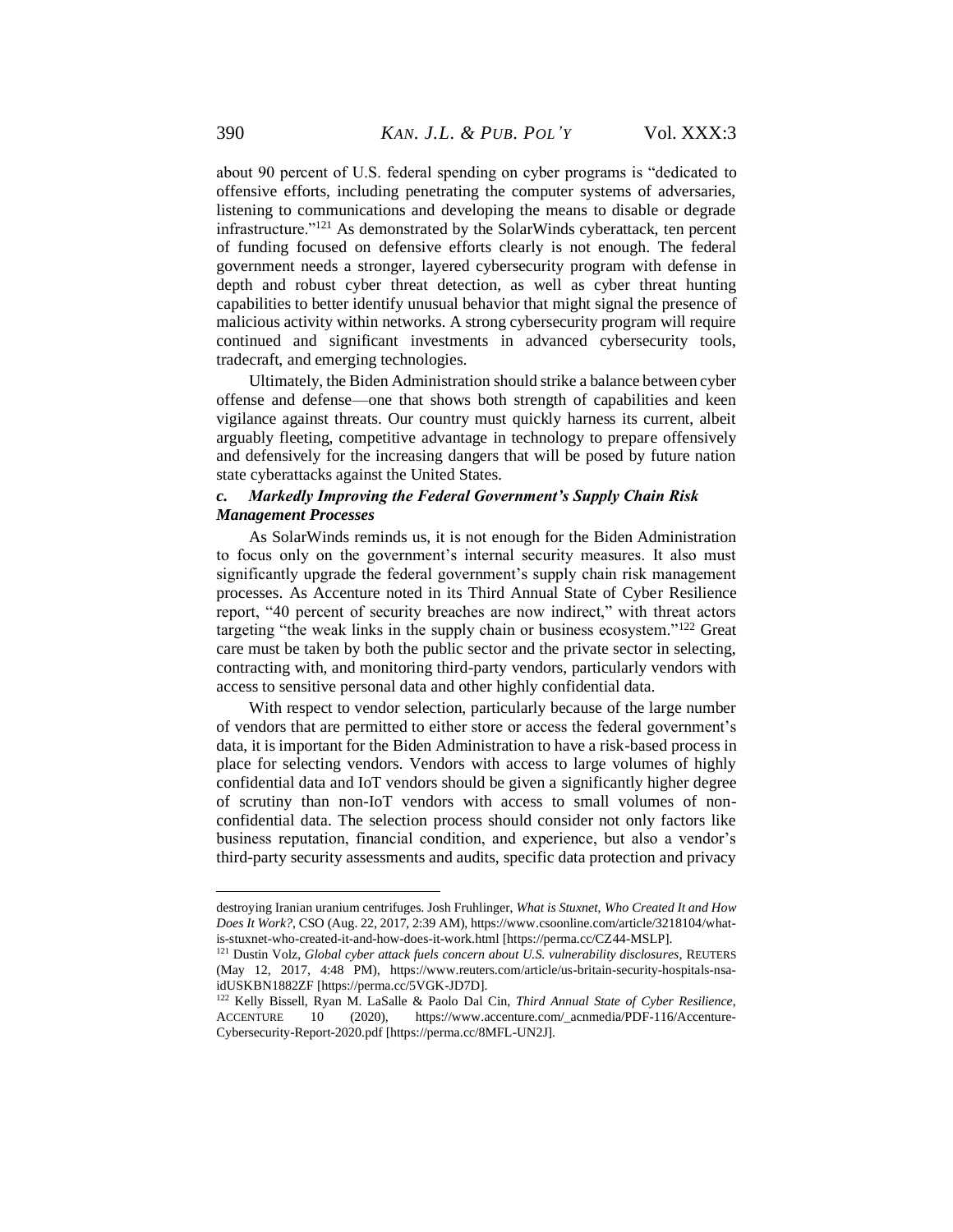about 90 percent of U.S. federal spending on cyber programs is "dedicated to offensive efforts, including penetrating the computer systems of adversaries, listening to communications and developing the means to disable or degrade infrastructure."[121] As demonstrated by the SolarWinds cyberattack, ten percent of funding focused on defensive efforts clearly is not enough. The federal government needs a stronger, layered cybersecurity program with defense in depth and robust cyber threat detection, as well as cyber threat hunting capabilities to better identify unusual behavior that might signal the presence of malicious activity within networks. A strong cybersecurity program will require continued and significant investments in advanced cybersecurity tools, tradecraft, and emerging technologies.

Ultimately, the Biden Administration should strike a balance between cyber offense and defense—one that shows both strength of capabilities and keen vigilance against threats. Our country must quickly harness its current, albeit arguably fleeting, competitive advantage in technology to prepare offensively and defensively for the increasing dangers that will be posed by future nation state cyberattacks against the United States.

### *c. Markedly Improving the Federal Government's Supply Chain Risk Management Processes*

As SolarWinds reminds us, it is not enough for the Biden Administration to focus only on the government's internal security measures. It also must significantly upgrade the federal government's supply chain risk management processes. As Accenture noted in its Third Annual State of Cyber Resilience report, "40 percent of security breaches are now indirect," with threat actors targeting "the weak links in the supply chain or business ecosystem."[122] Great care must be taken by both the public sector and the private sector in selecting, contracting with, and monitoring third-party vendors, particularly vendors with access to sensitive personal data and other highly confidential data.

With respect to vendor selection, particularly because of the large number of vendors that are permitted to either store or access the federal government's data, it is important for the Biden Administration to have a risk-based process in place for selecting vendors. Vendors with access to large volumes of highly confidential data and IoT vendors should be given a significantly higher degree of scrutiny than non-IoT vendors with access to small volumes of non-confidential data. The selection process should consider not only factors like business reputation, financial condition, and experience, but also a vendor's third-party security assessments and audits, specific data protection and privacy

---

destroying Iranian uranium centrifuges. Josh Fruhlinger, *What is Stuxnet, Who Created It and How Does It Work?*, CSO (Aug. 22, 2017, 2:39 AM), https://www.csoonline.com/article/3218104/what-is-stuxnet-who-created-it-and-how-does-it-work.html [https://perma.cc/CZ44-MSLP].

[121] Dustin Volz, *Global cyber attack fuels concern about U.S. vulnerability disclosures*, REUTERS (May 12, 2017, 4:48 PM), https://www.reuters.com/article/us-britain-security-hospitals-nsa-idUSKBN1882ZF [https://perma.cc/5VGK-JD7D].

[122] Kelly Bissell, Ryan M. LaSalle & Paolo Dal Cin, *Third Annual State of Cyber Resilience*, ACCENTURE 10 (2020), https://www.accenture.com/_acnmedia/PDF-116/Accenture-Cybersecurity-Report-2020.pdf [https://perma.cc/8MFL-UN2J].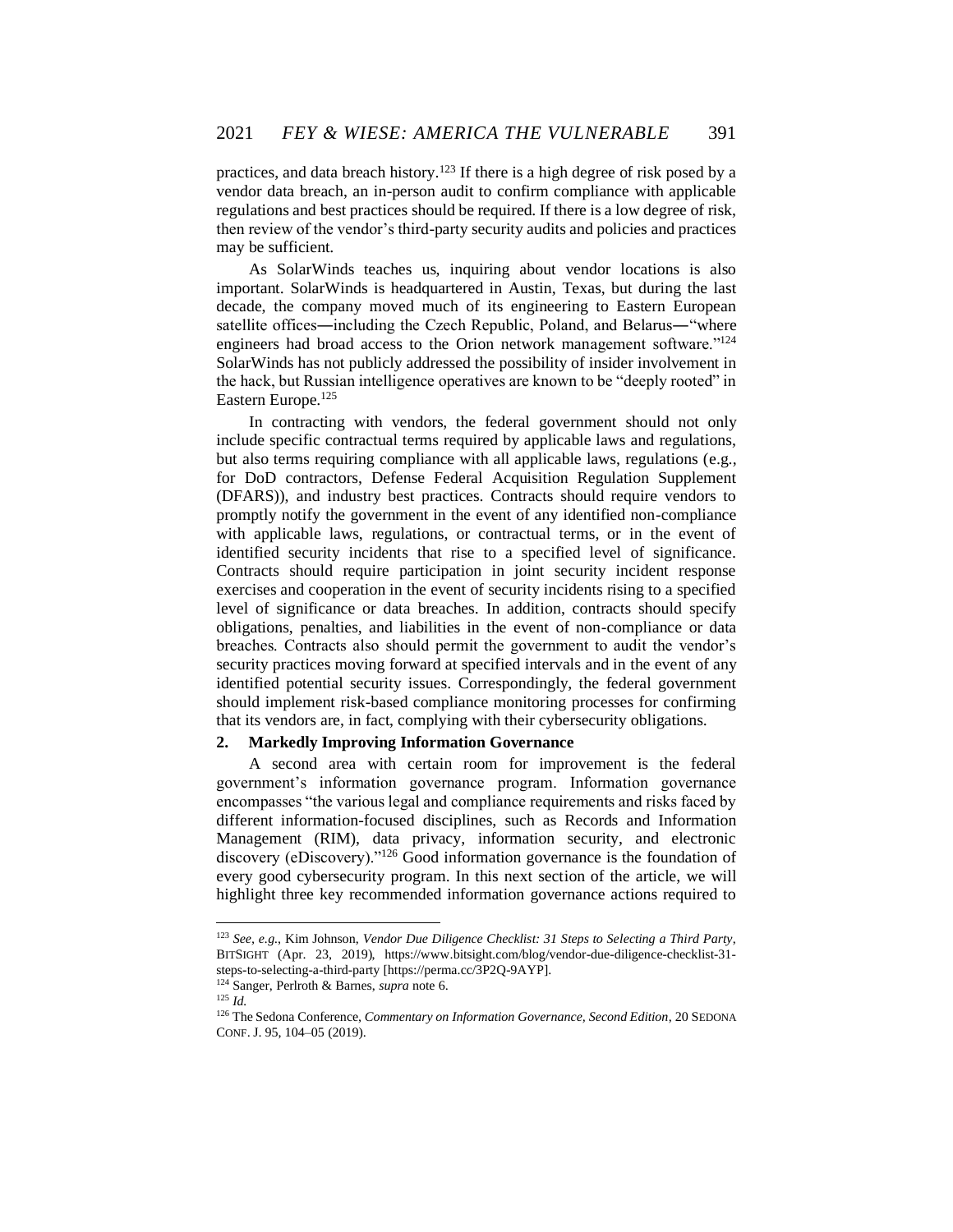practices, and data breach history.[123] If there is a high degree of risk posed by a vendor data breach, an in-person audit to confirm compliance with applicable regulations and best practices should be required. If there is a low degree of risk, then review of the vendor's third-party security audits and policies and practices may be sufficient.

As SolarWinds teaches us, inquiring about vendor locations is also important. SolarWinds is headquartered in Austin, Texas, but during the last decade, the company moved much of its engineering to Eastern European satellite offices—including the Czech Republic, Poland, and Belarus—"where engineers had broad access to the Orion network management software."[124] SolarWinds has not publicly addressed the possibility of insider involvement in the hack, but Russian intelligence operatives are known to be "deeply rooted" in Eastern Europe.[125]

In contracting with vendors, the federal government should not only include specific contractual terms required by applicable laws and regulations, but also terms requiring compliance with all applicable laws, regulations (e.g., for DoD contractors, Defense Federal Acquisition Regulation Supplement (DFARS)), and industry best practices. Contracts should require vendors to promptly notify the government in the event of any identified non-compliance with applicable laws, regulations, or contractual terms, or in the event of identified security incidents that rise to a specified level of significance. Contracts should require participation in joint security incident response exercises and cooperation in the event of security incidents rising to a specified level of significance or data breaches. In addition, contracts should specify obligations, penalties, and liabilities in the event of non-compliance or data breaches. Contracts also should permit the government to audit the vendor's security practices moving forward at specified intervals and in the event of any identified potential security issues. Correspondingly, the federal government should implement risk-based compliance monitoring processes for confirming that its vendors are, in fact, complying with their cybersecurity obligations.

### 2. Markedly Improving Information Governance

A second area with certain room for improvement is the federal government's information governance program. Information governance encompasses "the various legal and compliance requirements and risks faced by different information-focused disciplines, such as Records and Information Management (RIM), data privacy, information security, and electronic discovery (eDiscovery)."[126] Good information governance is the foundation of every good cybersecurity program. In this next section of the article, we will highlight three key recommended information governance actions required to

---

[123] *See, e.g.*, Kim Johnson, *Vendor Due Diligence Checklist: 31 Steps to Selecting a Third Party*, BITSIGHT (Apr. 23, 2019), https://www.bitsight.com/blog/vendor-due-diligence-checklist-31-steps-to-selecting-a-third-party [https://perma.cc/3P2Q-9AYP].

[124] Sanger, Perlroth & Barnes, *supra* note 6.

[125] *Id.*

[126] The Sedona Conference, *Commentary on Information Governance, Second Edition*, 20 SEDONA CONF. J. 95, 104–05 (2019).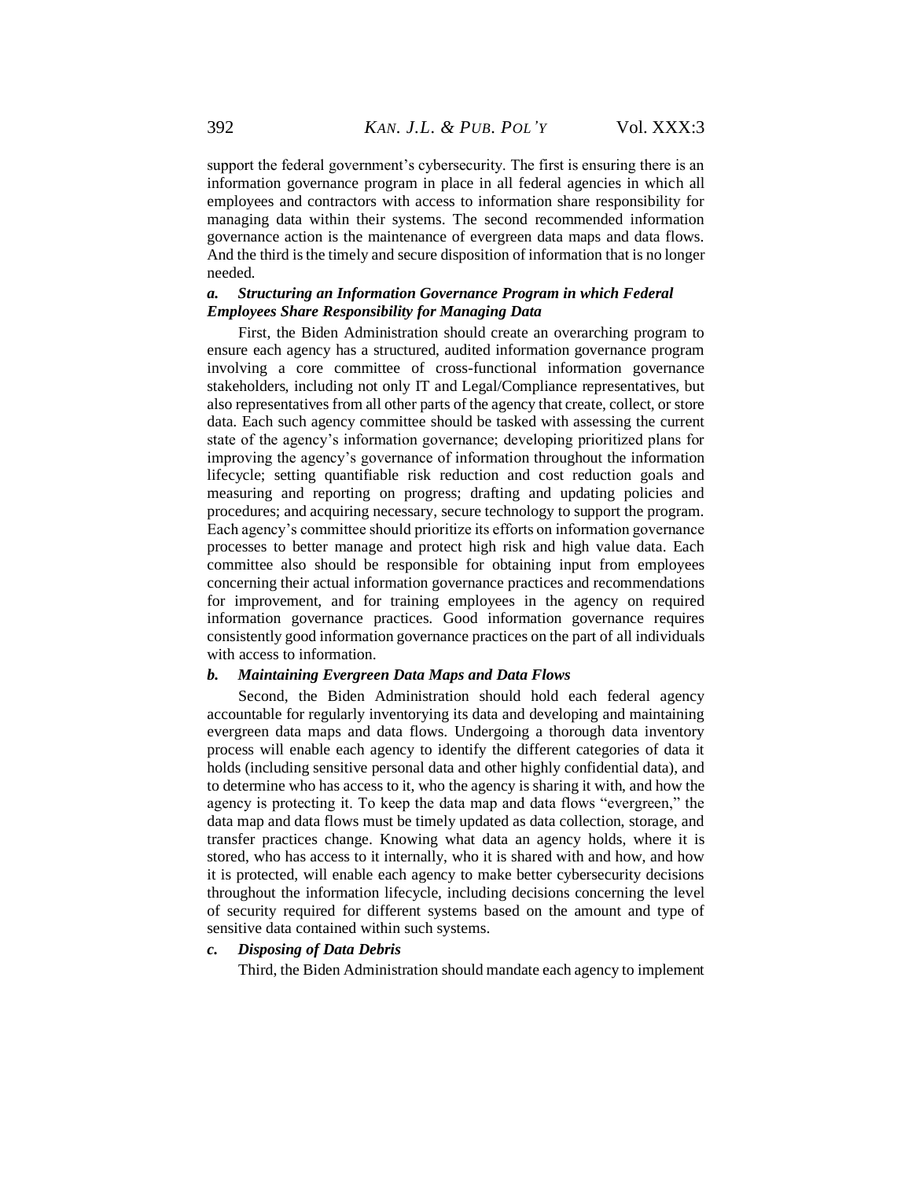support the federal government's cybersecurity. The first is ensuring there is an information governance program in place in all federal agencies in which all employees and contractors with access to information share responsibility for managing data within their systems. The second recommended information governance action is the maintenance of evergreen data maps and data flows. And the third is the timely and secure disposition of information that is no longer needed.

#### *a. Structuring an Information Governance Program in which Federal Employees Share Responsibility for Managing Data*

First, the Biden Administration should create an overarching program to ensure each agency has a structured, audited information governance program involving a core committee of cross-functional information governance stakeholders, including not only IT and Legal/Compliance representatives, but also representatives from all other parts of the agency that create, collect, or store data. Each such agency committee should be tasked with assessing the current state of the agency's information governance; developing prioritized plans for improving the agency's governance of information throughout the information lifecycle; setting quantifiable risk reduction and cost reduction goals and measuring and reporting on progress; drafting and updating policies and procedures; and acquiring necessary, secure technology to support the program. Each agency's committee should prioritize its efforts on information governance processes to better manage and protect high risk and high value data. Each committee also should be responsible for obtaining input from employees concerning their actual information governance practices and recommendations for improvement, and for training employees in the agency on required information governance practices. Good information governance requires consistently good information governance practices on the part of all individuals with access to information.

#### *b. Maintaining Evergreen Data Maps and Data Flows*

Second, the Biden Administration should hold each federal agency accountable for regularly inventorying its data and developing and maintaining evergreen data maps and data flows. Undergoing a thorough data inventory process will enable each agency to identify the different categories of data it holds (including sensitive personal data and other highly confidential data), and to determine who has access to it, who the agency is sharing it with, and how the agency is protecting it. To keep the data map and data flows "evergreen," the data map and data flows must be timely updated as data collection, storage, and transfer practices change. Knowing what data an agency holds, where it is stored, who has access to it internally, who it is shared with and how, and how it is protected, will enable each agency to make better cybersecurity decisions throughout the information lifecycle, including decisions concerning the level of security required for different systems based on the amount and type of sensitive data contained within such systems.

#### *c. Disposing of Data Debris*

Third, the Biden Administration should mandate each agency to implement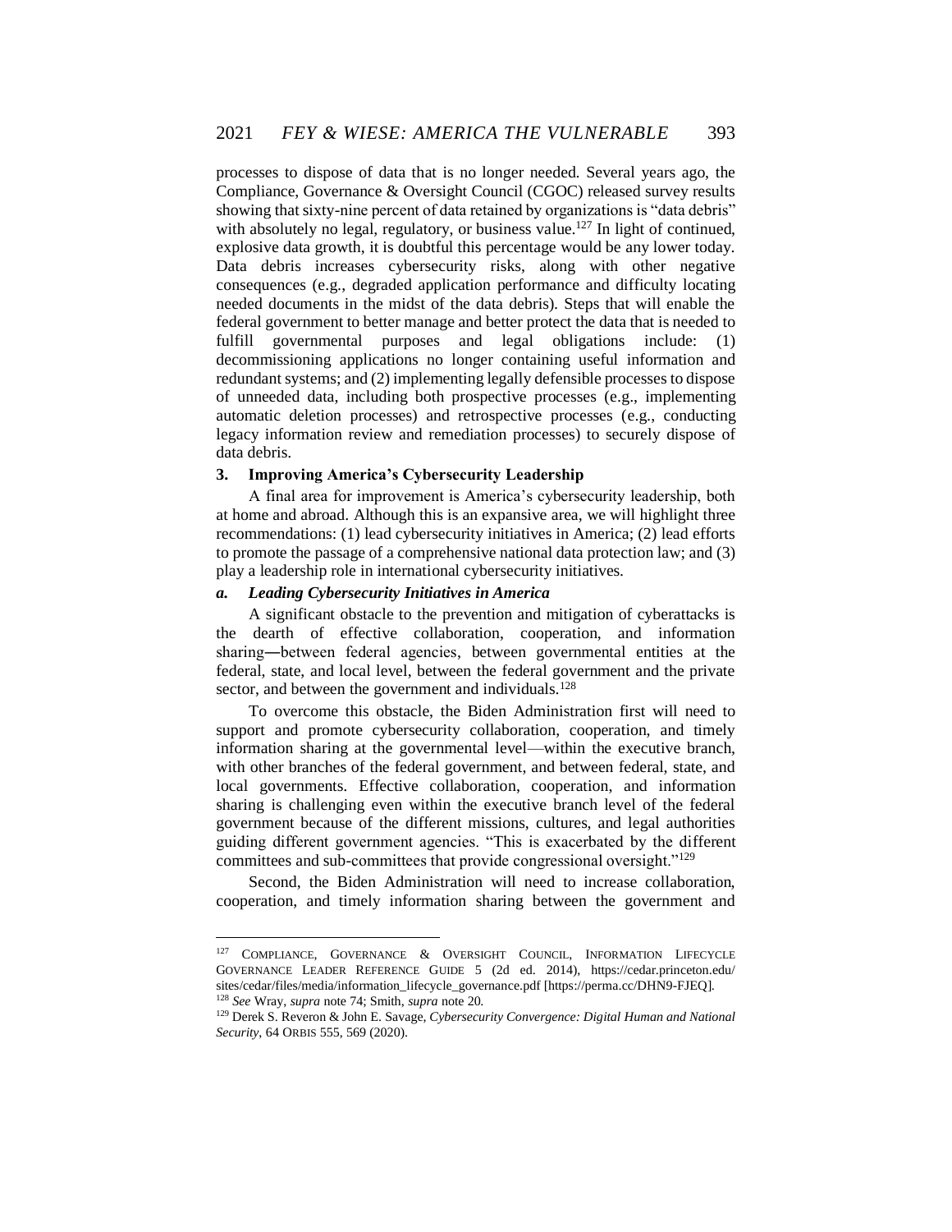processes to dispose of data that is no longer needed. Several years ago, the Compliance, Governance & Oversight Council (CGOC) released survey results showing that sixty-nine percent of data retained by organizations is "data debris" with absolutely no legal, regulatory, or business value.[127] In light of continued, explosive data growth, it is doubtful this percentage would be any lower today. Data debris increases cybersecurity risks, along with other negative consequences (e.g., degraded application performance and difficulty locating needed documents in the midst of the data debris). Steps that will enable the federal government to better manage and better protect the data that is needed to fulfill governmental purposes and legal obligations include: (1) decommissioning applications no longer containing useful information and redundant systems; and (2) implementing legally defensible processes to dispose of unneeded data, including both prospective processes (e.g., implementing automatic deletion processes) and retrospective processes (e.g., conducting legacy information review and remediation processes) to securely dispose of data debris.

### 3. Improving America's Cybersecurity Leadership

A final area for improvement is America's cybersecurity leadership, both at home and abroad. Although this is an expansive area, we will highlight three recommendations: (1) lead cybersecurity initiatives in America; (2) lead efforts to promote the passage of a comprehensive national data protection law; and (3) play a leadership role in international cybersecurity initiatives.

#### *a. Leading Cybersecurity Initiatives in America*

A significant obstacle to the prevention and mitigation of cyberattacks is the dearth of effective collaboration, cooperation, and information sharing—between federal agencies, between governmental entities at the federal, state, and local level, between the federal government and the private sector, and between the government and individuals.[128]

To overcome this obstacle, the Biden Administration first will need to support and promote cybersecurity collaboration, cooperation, and timely information sharing at the governmental level—within the executive branch, with other branches of the federal government, and between federal, state, and local governments. Effective collaboration, cooperation, and information sharing is challenging even within the executive branch level of the federal government because of the different missions, cultures, and legal authorities guiding different government agencies. "This is exacerbated by the different committees and sub-committees that provide congressional oversight."[129]

Second, the Biden Administration will need to increase collaboration, cooperation, and timely information sharing between the government and

---

[127] COMPLIANCE, GOVERNANCE & OVERSIGHT COUNCIL, INFORMATION LIFECYCLE GOVERNANCE LEADER REFERENCE GUIDE 5 (2d ed. 2014), https://cedar.princeton.edu/sites/cedar/files/media/information_lifecycle_governance.pdf [https://perma.cc/DHN9-FJEQ].

[128] *See* Wray, *supra* note 74; Smith, *supra* note 20.

[129] Derek S. Reveron & John E. Savage, *Cybersecurity Convergence: Digital Human and National Security*, 64 ORBIS 555, 569 (2020).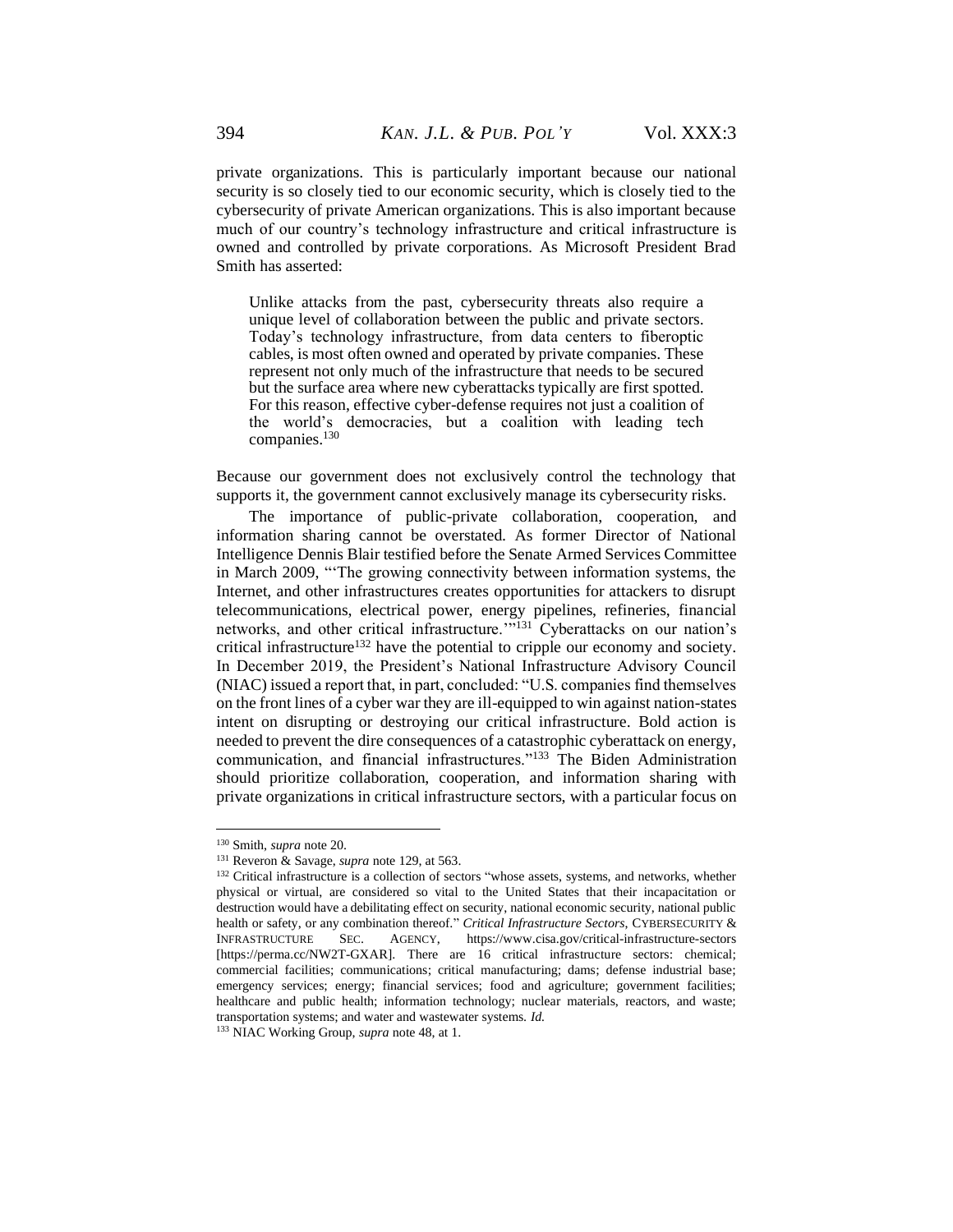private organizations. This is particularly important because our national security is so closely tied to our economic security, which is closely tied to the cybersecurity of private American organizations. This is also important because much of our country's technology infrastructure and critical infrastructure is owned and controlled by private corporations. As Microsoft President Brad Smith has asserted:

> Unlike attacks from the past, cybersecurity threats also require a unique level of collaboration between the public and private sectors. Today's technology infrastructure, from data centers to fiberoptic cables, is most often owned and operated by private companies. These represent not only much of the infrastructure that needs to be secured but the surface area where new cyberattacks typically are first spotted. For this reason, effective cyber-defense requires not just a coalition of the world's democracies, but a coalition with leading tech companies.[130]

Because our government does not exclusively control the technology that supports it, the government cannot exclusively manage its cybersecurity risks.

The importance of public-private collaboration, cooperation, and information sharing cannot be overstated. As former Director of National Intelligence Dennis Blair testified before the Senate Armed Services Committee in March 2009, "'The growing connectivity between information systems, the Internet, and other infrastructures creates opportunities for attackers to disrupt telecommunications, electrical power, energy pipelines, refineries, financial networks, and other critical infrastructure.'"[131] Cyberattacks on our nation's critical infrastructure[132] have the potential to cripple our economy and society. In December 2019, the President's National Infrastructure Advisory Council (NIAC) issued a report that, in part, concluded: "U.S. companies find themselves on the front lines of a cyber war they are ill-equipped to win against nation-states intent on disrupting or destroying our critical infrastructure. Bold action is needed to prevent the dire consequences of a catastrophic cyberattack on energy, communication, and financial infrastructures."[133] The Biden Administration should prioritize collaboration, cooperation, and information sharing with private organizations in critical infrastructure sectors, with a particular focus on

---

[130] Smith, *supra* note 20.

[131] Reveron & Savage, *supra* note 129, at 563.

[132] Critical infrastructure is a collection of sectors "whose assets, systems, and networks, whether physical or virtual, are considered so vital to the United States that their incapacitation or destruction would have a debilitating effect on security, national economic security, national public health or safety, or any combination thereof." *Critical Infrastructure Sectors*, CYBERSECURITY & INFRASTRUCTURE SEC. AGENCY, https://www.cisa.gov/critical-infrastructure-sectors [https://perma.cc/NW2T-GXAR]. There are 16 critical infrastructure sectors: chemical; commercial facilities; communications; critical manufacturing; dams; defense industrial base; emergency services; energy; financial services; food and agriculture; government facilities; healthcare and public health; information technology; nuclear materials, reactors, and waste; transportation systems; and water and wastewater systems. *Id.*

[133] NIAC Working Group, *supra* note 48, at 1.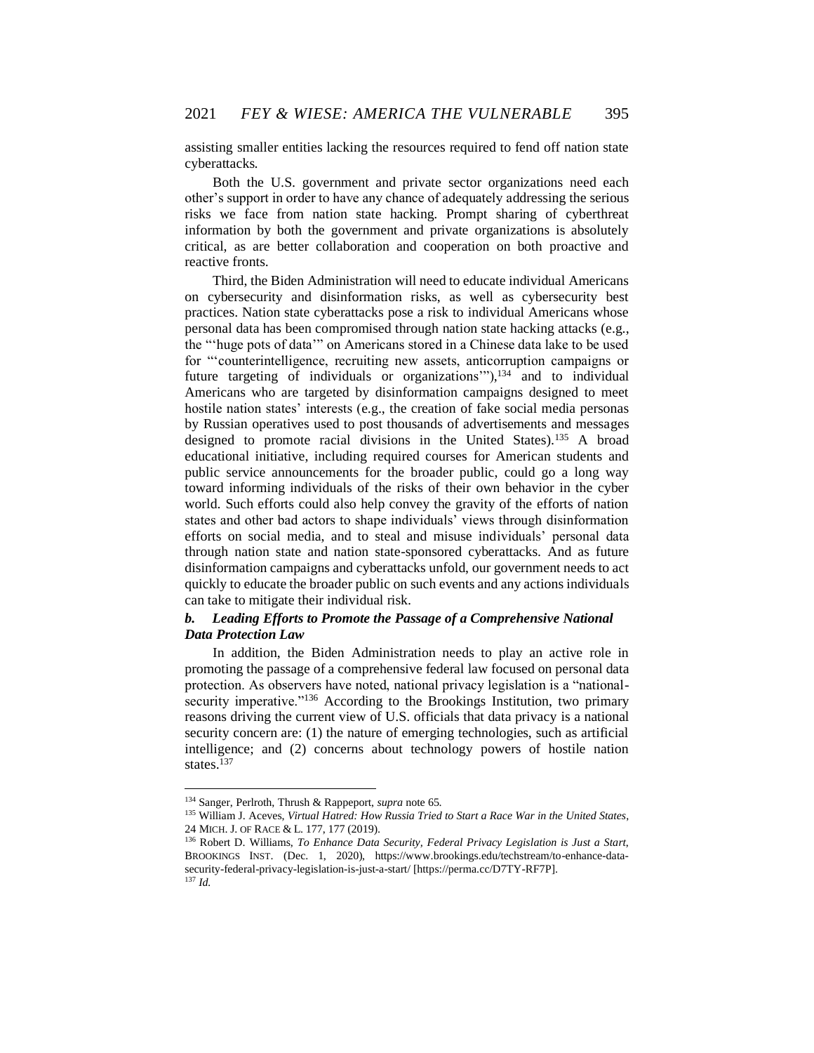assisting smaller entities lacking the resources required to fend off nation state cyberattacks.

Both the U.S. government and private sector organizations need each other's support in order to have any chance of adequately addressing the serious risks we face from nation state hacking. Prompt sharing of cyberthreat information by both the government and private organizations is absolutely critical, as are better collaboration and cooperation on both proactive and reactive fronts.

Third, the Biden Administration will need to educate individual Americans on cybersecurity and disinformation risks, as well as cybersecurity best practices. Nation state cyberattacks pose a risk to individual Americans whose personal data has been compromised through nation state hacking attacks (e.g., the "'huge pots of data'" on Americans stored in a Chinese data lake to be used for "'counterintelligence, recruiting new assets, anticorruption campaigns or future targeting of individuals or organizations'"),[134] and to individual Americans who are targeted by disinformation campaigns designed to meet hostile nation states' interests (e.g., the creation of fake social media personas by Russian operatives used to post thousands of advertisements and messages designed to promote racial divisions in the United States).[135] A broad educational initiative, including required courses for American students and public service announcements for the broader public, could go a long way toward informing individuals of the risks of their own behavior in the cyber world. Such efforts could also help convey the gravity of the efforts of nation states and other bad actors to shape individuals' views through disinformation efforts on social media, and to steal and misuse individuals' personal data through nation state and nation state-sponsored cyberattacks. And as future disinformation campaigns and cyberattacks unfold, our government needs to act quickly to educate the broader public on such events and any actions individuals can take to mitigate their individual risk.

### *b. Leading Efforts to Promote the Passage of a Comprehensive National Data Protection Law*

In addition, the Biden Administration needs to play an active role in promoting the passage of a comprehensive federal law focused on personal data protection. As observers have noted, national privacy legislation is a "national-security imperative."[136] According to the Brookings Institution, two primary reasons driving the current view of U.S. officials that data privacy is a national security concern are: (1) the nature of emerging technologies, such as artificial intelligence; and (2) concerns about technology powers of hostile nation states.[137]

---

[134] Sanger, Perlroth, Thrush & Rappeport, *supra* note 65.

[135] William J. Aceves, *Virtual Hatred: How Russia Tried to Start a Race War in the United States*, 24 MICH. J. OF RACE & L. 177, 177 (2019).

[136] Robert D. Williams, *To Enhance Data Security, Federal Privacy Legislation is Just a Start*, BROOKINGS INST. (Dec. 1, 2020), https://www.brookings.edu/techstream/to-enhance-data-security-federal-privacy-legislation-is-just-a-start/ [https://perma.cc/D7TY-RF7P].

[137] *Id.*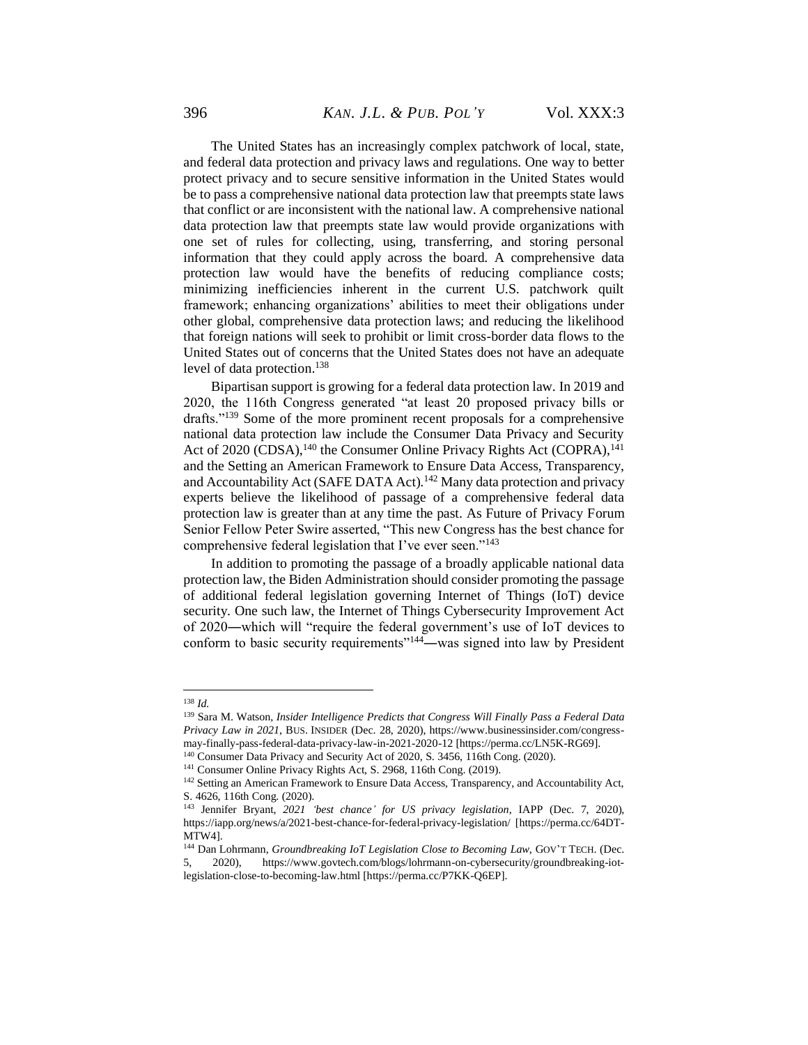The United States has an increasingly complex patchwork of local, state, and federal data protection and privacy laws and regulations. One way to better protect privacy and to secure sensitive information in the United States would be to pass a comprehensive national data protection law that preempts state laws that conflict or are inconsistent with the national law. A comprehensive national data protection law that preempts state law would provide organizations with one set of rules for collecting, using, transferring, and storing personal information that they could apply across the board. A comprehensive data protection law would have the benefits of reducing compliance costs; minimizing inefficiencies inherent in the current U.S. patchwork quilt framework; enhancing organizations' abilities to meet their obligations under other global, comprehensive data protection laws; and reducing the likelihood that foreign nations will seek to prohibit or limit cross-border data flows to the United States out of concerns that the United States does not have an adequate level of data protection.[138]

Bipartisan support is growing for a federal data protection law. In 2019 and 2020, the 116th Congress generated "at least 20 proposed privacy bills or drafts."[139] Some of the more prominent recent proposals for a comprehensive national data protection law include the Consumer Data Privacy and Security Act of 2020 (CDSA),[140] the Consumer Online Privacy Rights Act (COPRA),[141] and the Setting an American Framework to Ensure Data Access, Transparency, and Accountability Act (SAFE DATA Act).[142] Many data protection and privacy experts believe the likelihood of passage of a comprehensive federal data protection law is greater than at any time the past. As Future of Privacy Forum Senior Fellow Peter Swire asserted, "This new Congress has the best chance for comprehensive federal legislation that I've ever seen."[143]

In addition to promoting the passage of a broadly applicable national data protection law, the Biden Administration should consider promoting the passage of additional federal legislation governing Internet of Things (IoT) device security. One such law, the Internet of Things Cybersecurity Improvement Act of 2020—which will "require the federal government's use of IoT devices to conform to basic security requirements"[144]—was signed into law by President

---

[138] *Id.*

[139] Sara M. Watson, *Insider Intelligence Predicts that Congress Will Finally Pass a Federal Data Privacy Law in 2021*, BUS. INSIDER (Dec. 28, 2020), https://www.businessinsider.com/congress-may-finally-pass-federal-data-privacy-law-in-2021-2020-12 [https://perma.cc/LN5K-RG69].

[140] Consumer Data Privacy and Security Act of 2020, S. 3456, 116th Cong. (2020).

[141] Consumer Online Privacy Rights Act, S. 2968, 116th Cong. (2019).

[142] Setting an American Framework to Ensure Data Access, Transparency, and Accountability Act, S. 4626, 116th Cong. (2020).

[143] Jennifer Bryant, *2021 'best chance' for US privacy legislation*, IAPP (Dec. 7, 2020), https://iapp.org/news/a/2021-best-chance-for-federal-privacy-legislation/ [https://perma.cc/64DT-MTW4].

[144] Dan Lohrmann, *Groundbreaking IoT Legislation Close to Becoming Law*, GOV'T TECH. (Dec. 5, 2020), https://www.govtech.com/blogs/lohrmann-on-cybersecurity/groundbreaking-iot-legislation-close-to-becoming-law.html [https://perma.cc/P7KK-Q6EP].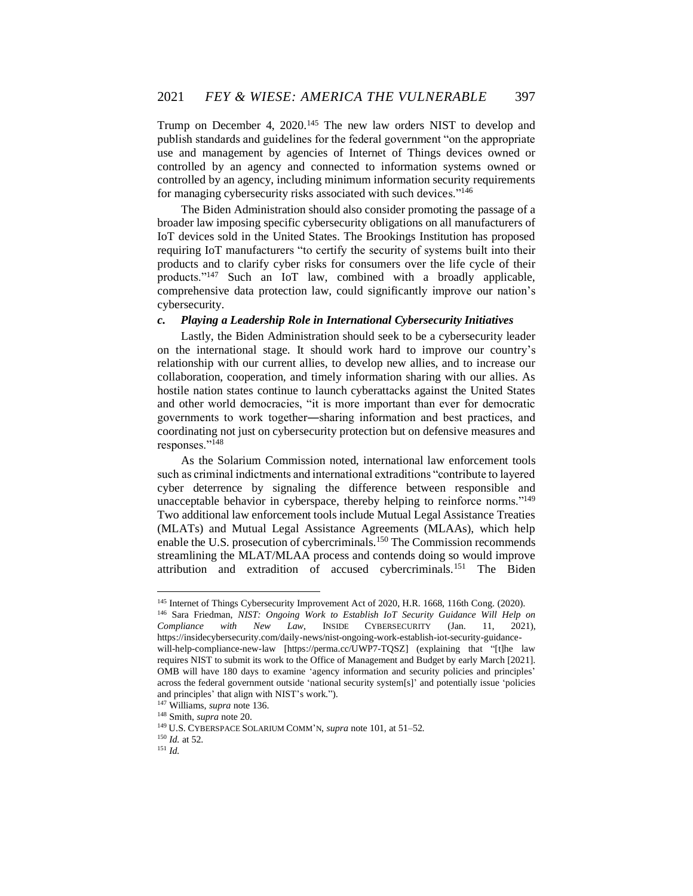Trump on December 4, 2020.[145] The new law orders NIST to develop and publish standards and guidelines for the federal government "on the appropriate use and management by agencies of Internet of Things devices owned or controlled by an agency and connected to information systems owned or controlled by an agency, including minimum information security requirements for managing cybersecurity risks associated with such devices."[146]

The Biden Administration should also consider promoting the passage of a broader law imposing specific cybersecurity obligations on all manufacturers of IoT devices sold in the United States. The Brookings Institution has proposed requiring IoT manufacturers "to certify the security of systems built into their products and to clarify cyber risks for consumers over the life cycle of their products."[147] Such an IoT law, combined with a broadly applicable, comprehensive data protection law, could significantly improve our nation's cybersecurity.

#### *c. Playing a Leadership Role in International Cybersecurity Initiatives*

Lastly, the Biden Administration should seek to be a cybersecurity leader on the international stage. It should work hard to improve our country's relationship with our current allies, to develop new allies, and to increase our collaboration, cooperation, and timely information sharing with our allies. As hostile nation states continue to launch cyberattacks against the United States and other world democracies, "it is more important than ever for democratic governments to work together—sharing information and best practices, and coordinating not just on cybersecurity protection but on defensive measures and responses."[148]

As the Solarium Commission noted, international law enforcement tools such as criminal indictments and international extraditions "contribute to layered cyber deterrence by signaling the difference between responsible and unacceptable behavior in cyberspace, thereby helping to reinforce norms."[149] Two additional law enforcement tools include Mutual Legal Assistance Treaties (MLATs) and Mutual Legal Assistance Agreements (MLAAs), which help enable the U.S. prosecution of cybercriminals.[150] The Commission recommends streamlining the MLAT/MLAA process and contends doing so would improve attribution and extradition of accused cybercriminals.[151] The Biden

---

[145] Internet of Things Cybersecurity Improvement Act of 2020, H.R. 1668, 116th Cong. (2020).

[146] Sara Friedman, *NIST: Ongoing Work to Establish IoT Security Guidance Will Help on Compliance with New Law*, INSIDE CYBERSECURITY (Jan. 11, 2021), https://insidecybersecurity.com/daily-news/nist-ongoing-work-establish-iot-security-guidance-will-help-compliance-new-law [https://perma.cc/UWP7-TQSZ] (explaining that "[t]he law requires NIST to submit its work to the Office of Management and Budget by early March [2021]. OMB will have 180 days to examine 'agency information and security policies and principles' across the federal government outside 'national security system[s]' and potentially issue 'policies and principles' that align with NIST's work.").

[147] Williams, *supra* note 136.

[148] Smith, *supra* note 20.

[149] U.S. CYBERSPACE SOLARIUM COMM'N, *supra* note 101, at 51–52.

[150] *Id.* at 52.

[151] *Id.*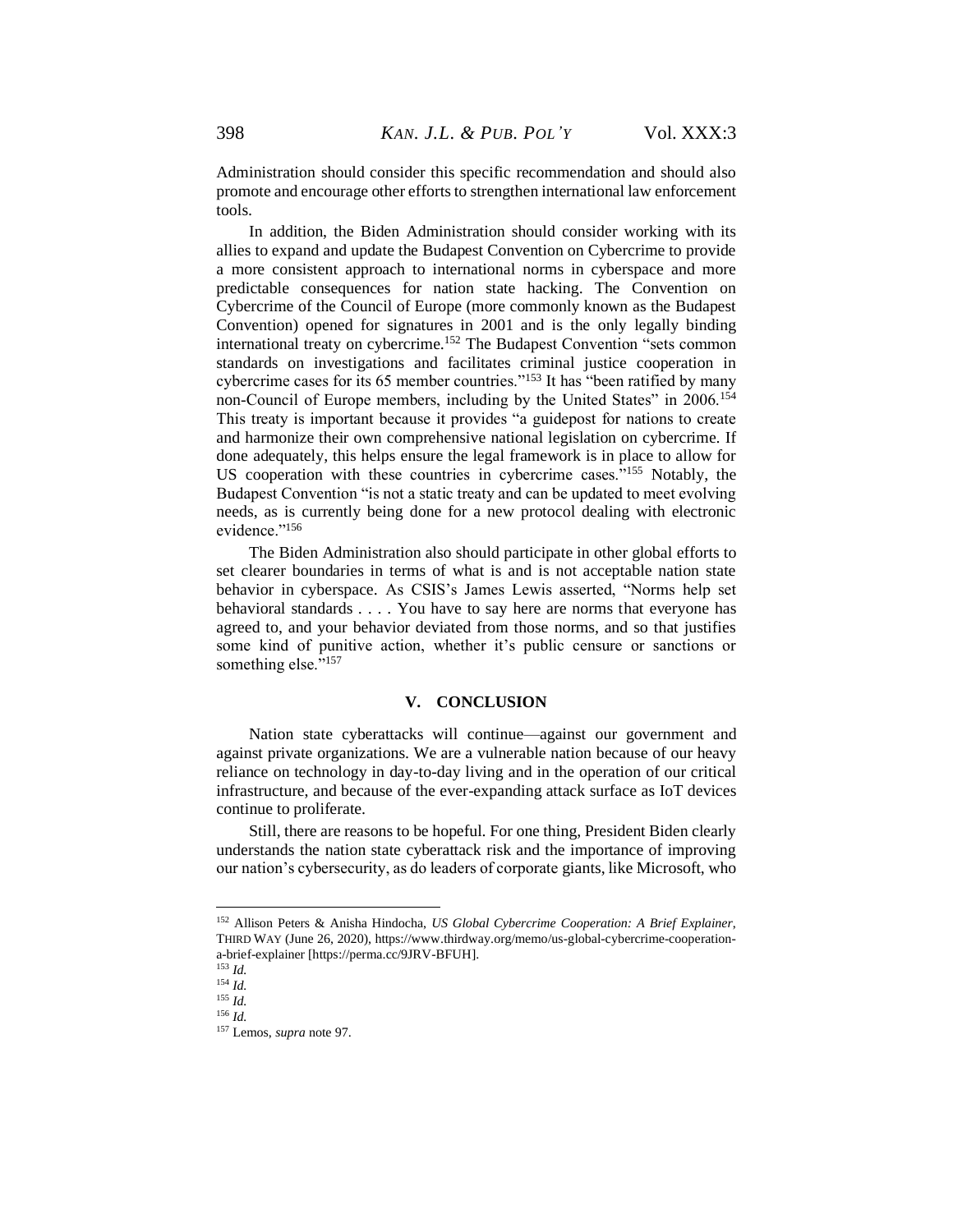Administration should consider this specific recommendation and should also promote and encourage other efforts to strengthen international law enforcement tools.

In addition, the Biden Administration should consider working with its allies to expand and update the Budapest Convention on Cybercrime to provide a more consistent approach to international norms in cyberspace and more predictable consequences for nation state hacking. The Convention on Cybercrime of the Council of Europe (more commonly known as the Budapest Convention) opened for signatures in 2001 and is the only legally binding international treaty on cybercrime.[152] The Budapest Convention "sets common standards on investigations and facilitates criminal justice cooperation in cybercrime cases for its 65 member countries."[153] It has "been ratified by many non-Council of Europe members, including by the United States" in 2006.[154] This treaty is important because it provides "a guidepost for nations to create and harmonize their own comprehensive national legislation on cybercrime. If done adequately, this helps ensure the legal framework is in place to allow for US cooperation with these countries in cybercrime cases."[155] Notably, the Budapest Convention "is not a static treaty and can be updated to meet evolving needs, as is currently being done for a new protocol dealing with electronic evidence."[156]

The Biden Administration also should participate in other global efforts to set clearer boundaries in terms of what is and is not acceptable nation state behavior in cyberspace. As CSIS's James Lewis asserted, "Norms help set behavioral standards . . . . You have to say here are norms that everyone has agreed to, and your behavior deviated from those norms, and so that justifies some kind of punitive action, whether it's public censure or sanctions or something else."[157]

## V. CONCLUSION

Nation state cyberattacks will continue—against our government and against private organizations. We are a vulnerable nation because of our heavy reliance on technology in day-to-day living and in the operation of our critical infrastructure, and because of the ever-expanding attack surface as IoT devices continue to proliferate.

Still, there are reasons to be hopeful. For one thing, President Biden clearly understands the nation state cyberattack risk and the importance of improving our nation's cybersecurity, as do leaders of corporate giants, like Microsoft, who

---

[152] Allison Peters & Anisha Hindocha, *US Global Cybercrime Cooperation: A Brief Explainer*, THIRD WAY (June 26, 2020), https://www.thirdway.org/memo/us-global-cybercrime-cooperation-a-brief-explainer [https://perma.cc/9JRV-BFUH].

[153] *Id.*

[154] *Id.*

[155] *Id.*

[156] *Id.*

[157] Lemos, *supra* note 97.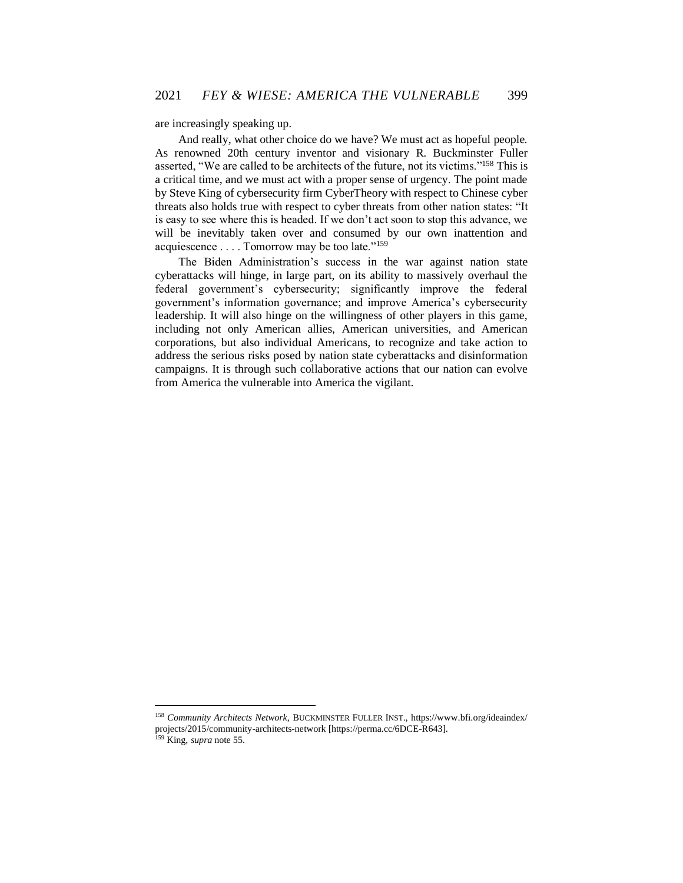are increasingly speaking up.

And really, what other choice do we have? We must act as hopeful people. As renowned 20th century inventor and visionary R. Buckminster Fuller asserted, "We are called to be architects of the future, not its victims."[158] This is a critical time, and we must act with a proper sense of urgency. The point made by Steve King of cybersecurity firm CyberTheory with respect to Chinese cyber threats also holds true with respect to cyber threats from other nation states: "It is easy to see where this is headed. If we don't act soon to stop this advance, we will be inevitably taken over and consumed by our own inattention and acquiescence . . . . Tomorrow may be too late."[159]

The Biden Administration's success in the war against nation state cyberattacks will hinge, in large part, on its ability to massively overhaul the federal government's cybersecurity; significantly improve the federal government's information governance; and improve America's cybersecurity leadership. It will also hinge on the willingness of other players in this game, including not only American allies, American universities, and American corporations, but also individual Americans, to recognize and take action to address the serious risks posed by nation state cyberattacks and disinformation campaigns. It is through such collaborative actions that our nation can evolve from America the vulnerable into America the vigilant.

---

[158] *Community Architects Network*, BUCKMINSTER FULLER INST., https://www.bfi.org/ideaindex/projects/2015/community-architects-network [https://perma.cc/6DCE-R643].

[159] King, *supra* note 55.